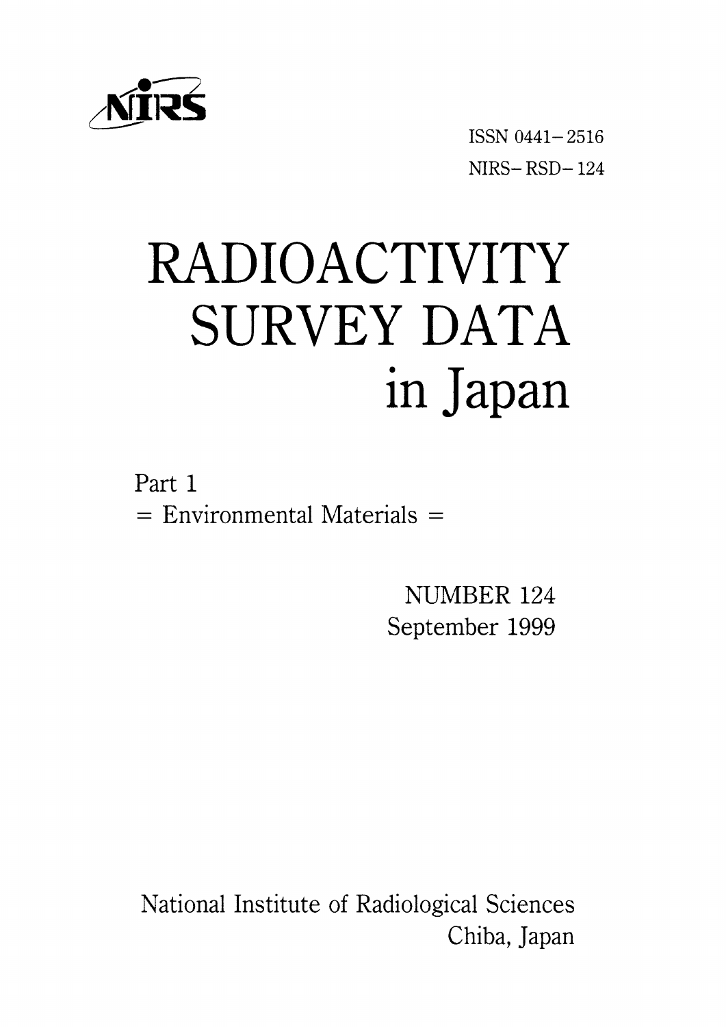NIRS

ISSN 0441－2516
NIRS－RSD－124

# RADIOACTIVITY SURVEY DATA in Japan

Part 1
= Environmental Materials =

NUMBER 124
September 1999

National Institute of Radiological Sciences
Chiba, Japan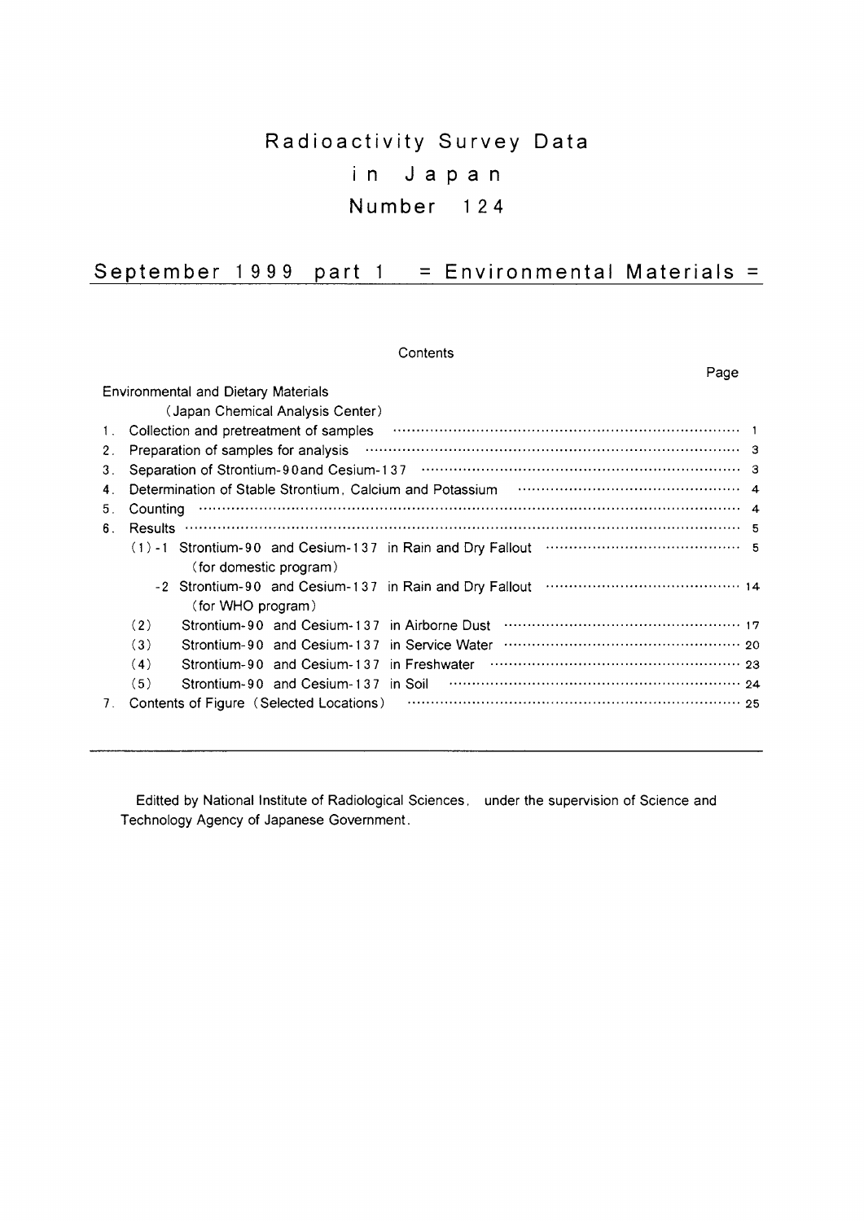# Radioactivity Survey Data in Japan

## Number 124

## September 1999 part 1 = Environmental Materials =

Contents

| | Page |
|---|---|
| Environmental and Dietary Materials | |
| (Japan Chemical Analysis Center) | |
| 1. Collection and pretreatment of samples | 1 |
| 2. Preparation of samples for analysis | 3 |
| 3. Separation of Strontium-90and Cesium-137 | 3 |
| 4. Determination of Stable Strontium, Calcium and Potassium | 4 |
| 5. Counting | 4 |
| 6. Results | 5 |
| (1)-1 Strontium-90 and Cesium-137 in Rain and Dry Fallout (for domestic program) | 5 |
| -2 Strontium-90 and Cesium-137 in Rain and Dry Fallout (for WHO program) | 14 |
| (2) Strontium-90 and Cesium-137 in Airborne Dust | 17 |
| (3) Strontium-90 and Cesium-137 in Service Water | 20 |
| (4) Strontium-90 and Cesium-137 in Freshwater | 23 |
| (5) Strontium-90 and Cesium-137 in Soil | 24 |
| 7. Contents of Figure (Selected Locations) | 25 |

---

Editted by National Institute of Radiological Sciences, under the supervision of Science and Technology Agency of Japanese Government.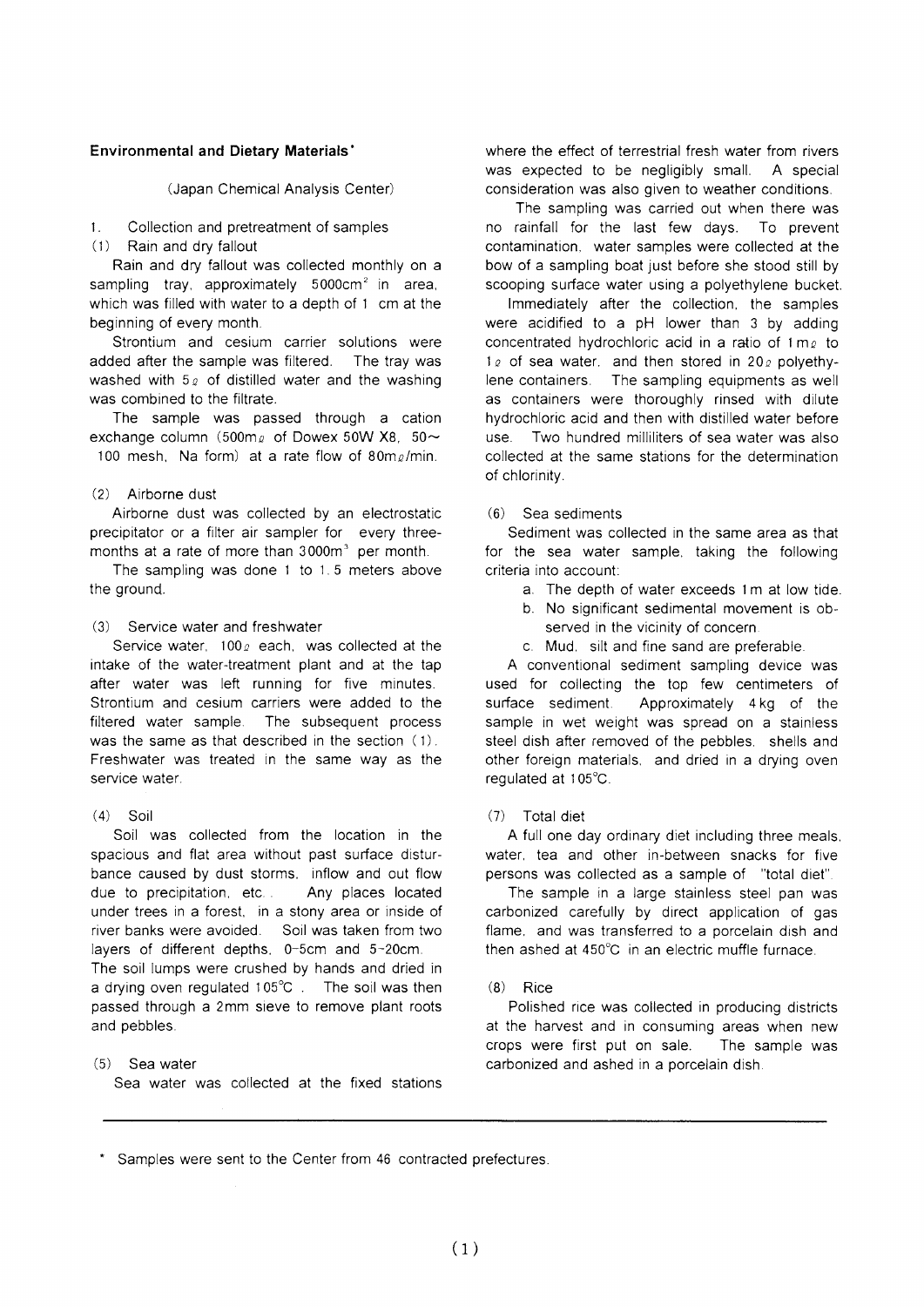## Environmental and Dietary Materials*

(Japan Chemical Analysis Center)

1. Collection and pretreatment of samples

(1) Rain and dry fallout

Rain and dry fallout was collected monthly on a sampling tray, approximately 5000cm$^2$ in area, which was filled with water to a depth of 1 cm at the beginning of every month.

Strontium and cesium carrier solutions were added after the sample was filtered. The tray was washed with 5ℓ of distilled water and the washing was combined to the filtrate.

The sample was passed through a cation exchange column (500mℓ of Dowex 50W X8, 50~100 mesh, Na form) at a rate flow of 80mℓ/min.

(2) Airborne dust

Airborne dust was collected by an electrostatic precipitator or a filter air sampler for every three-months at a rate of more than 3000m$^3$ per month.

The sampling was done 1 to 1.5 meters above the ground.

(3) Service water and freshwater

Service water, 100ℓ each, was collected at the intake of the water-treatment plant and at the tap after water was left running for five minutes. Strontium and cesium carriers were added to the filtered water sample. The subsequent process was the same as that described in the section (1). Freshwater was treated in the same way as the service water.

(4) Soil

Soil was collected from the location in the spacious and flat area without past surface disturbance caused by dust storms, inflow and out flow due to precipitation, etc.. Any places located under trees in a forest, in a stony area or inside of river banks were avoided. Soil was taken from two layers of different depths, 0-5cm and 5-20cm. The soil lumps were crushed by hands and dried in a drying oven regulated 105℃. The soil was then passed through a 2mm sieve to remove plant roots and pebbles.

(5) Sea water

Sea water was collected at the fixed stations where the effect of terrestrial fresh water from rivers was expected to be negligibly small. A special consideration was also given to weather conditions.

The sampling was carried out when there was no rainfall for the last few days. To prevent contamination, water samples were collected at the bow of a sampling boat just before she stood still by scooping surface water using a polyethylene bucket.

Immediately after the collection, the samples were acidified to a pH lower than 3 by adding concentrated hydrochloric acid in a ratio of 1mℓ to 1ℓ of sea water, and then stored in 20ℓ polyethylene containers. The sampling equipments as well as containers were thoroughly rinsed with dilute hydrochloric acid and then with distilled water before use. Two hundred milliliters of sea water was also collected at the same stations for the determination of chlorinity.

(6) Sea sediments

Sediment was collected in the same area as that for the sea water sample, taking the following criteria into account:

- a. The depth of water exceeds 1m at low tide.
- b. No significant sedimental movement is observed in the vicinity of concern.
- c. Mud, silt and fine sand are preferable.

A conventional sediment sampling device was used for collecting the top few centimeters of surface sediment. Approximately 4kg of the sample in wet weight was spread on a stainless steel dish after removed of the pebbles, shells and other foreign materials, and dried in a drying oven regulated at 105℃.

(7) Total diet

A full one day ordinary diet including three meals, water, tea and other in-between snacks for five persons was collected as a sample of "total diet".

The sample in a large stainless steel pan was carbonized carefully by direct application of gas flame, and was transferred to a porcelain dish and then ashed at 450℃ in an electric muffle furnace.

(8) Rice

Polished rice was collected in producing districts at the harvest and in consuming areas when new crops were first put on sale. The sample was carbonized and ashed in a porcelain dish.

---

\* Samples were sent to the Center from 46 contracted prefectures.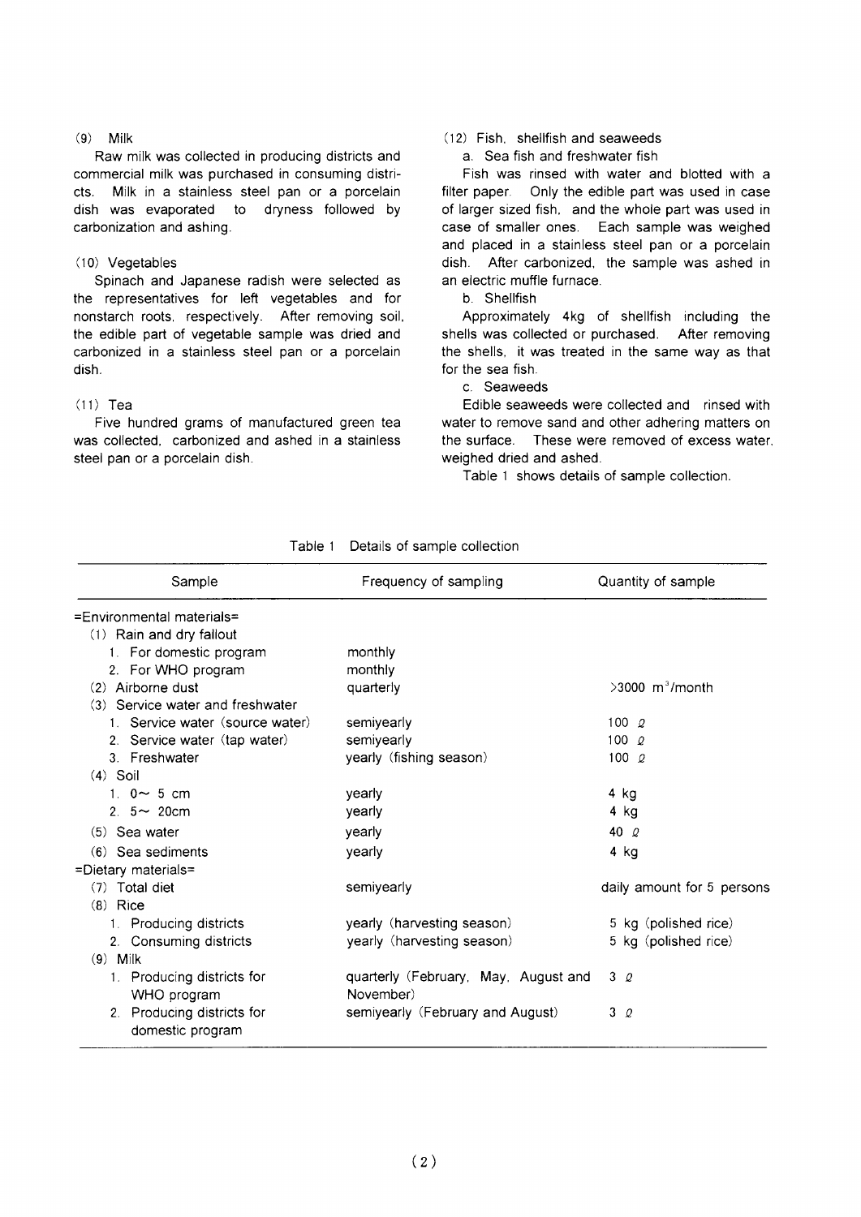(9) Milk

Raw milk was collected in producing districts and commercial milk was purchased in consuming districts. Milk in a stainless steel pan or a porcelain dish was evaporated to dryness followed by carbonization and ashing.

(10) Vegetables

Spinach and Japanese radish were selected as the representatives for left vegetables and for nonstarch roots, respectively. After removing soil, the edible part of vegetable sample was dried and carbonized in a stainless steel pan or a porcelain dish.

(11) Tea

Five hundred grams of manufactured green tea was collected, carbonized and ashed in a stainless steel pan or a porcelain dish.

(12) Fish, shellfish and seaweeds

a. Sea fish and freshwater fish

Fish was rinsed with water and blotted with a filter paper. Only the edible part was used in case of larger sized fish, and the whole part was used in case of smaller ones. Each sample was weighed and placed in a stainless steel pan or a porcelain dish. After carbonized, the sample was ashed in an electric muffle furnace.

b. Shellfish

Approximately 4kg of shellfish including the shells was collected or purchased. After removing the shells, it was treated in the same way as that for the sea fish.

c. Seaweeds

Edible seaweeds were collected and rinsed with water to remove sand and other adhering matters on the surface. These were removed of excess water, weighed dried and ashed.

Table 1 shows details of sample collection.

Table 1 Details of sample collection

| Sample | Frequency of sampling | Quantity of sample |
|---|---|---|
| =Environmental materials= | | |
| (1) Rain and dry fallout | | |
| 1. For domestic program | monthly | |
| 2. For WHO program | monthly | |
| (2) Airborne dust | quarterly | >3000 $m^3$/month |
| (3) Service water and freshwater | | |
| 1. Service water (source water) | semiyearly | 100 ℓ |
| 2. Service water (tap water) | semiyearly | 100 ℓ |
| 3. Freshwater | yearly (fishing season) | 100 ℓ |
| (4) Soil | | |
| 1. 0～ 5 cm | yearly | 4 kg |
| 2. 5～ 20cm | yearly | 4 kg |
| (5) Sea water | yearly | 40 ℓ |
| (6) Sea sediments | yearly | 4 kg |
| =Dietary materials= | | |
| (7) Total diet | semiyearly | daily amount for 5 persons |
| (8) Rice | | |
| 1. Producing districts | yearly (harvesting season) | 5 kg (polished rice) |
| 2. Consuming districts | yearly (harvesting season) | 5 kg (polished rice) |
| (9) Milk | | |
| 1. Producing districts for WHO program | quarterly (February, May, August and November) | 3 ℓ |
| 2. Producing districts for domestic program | semiyearly (February and August) | 3 ℓ |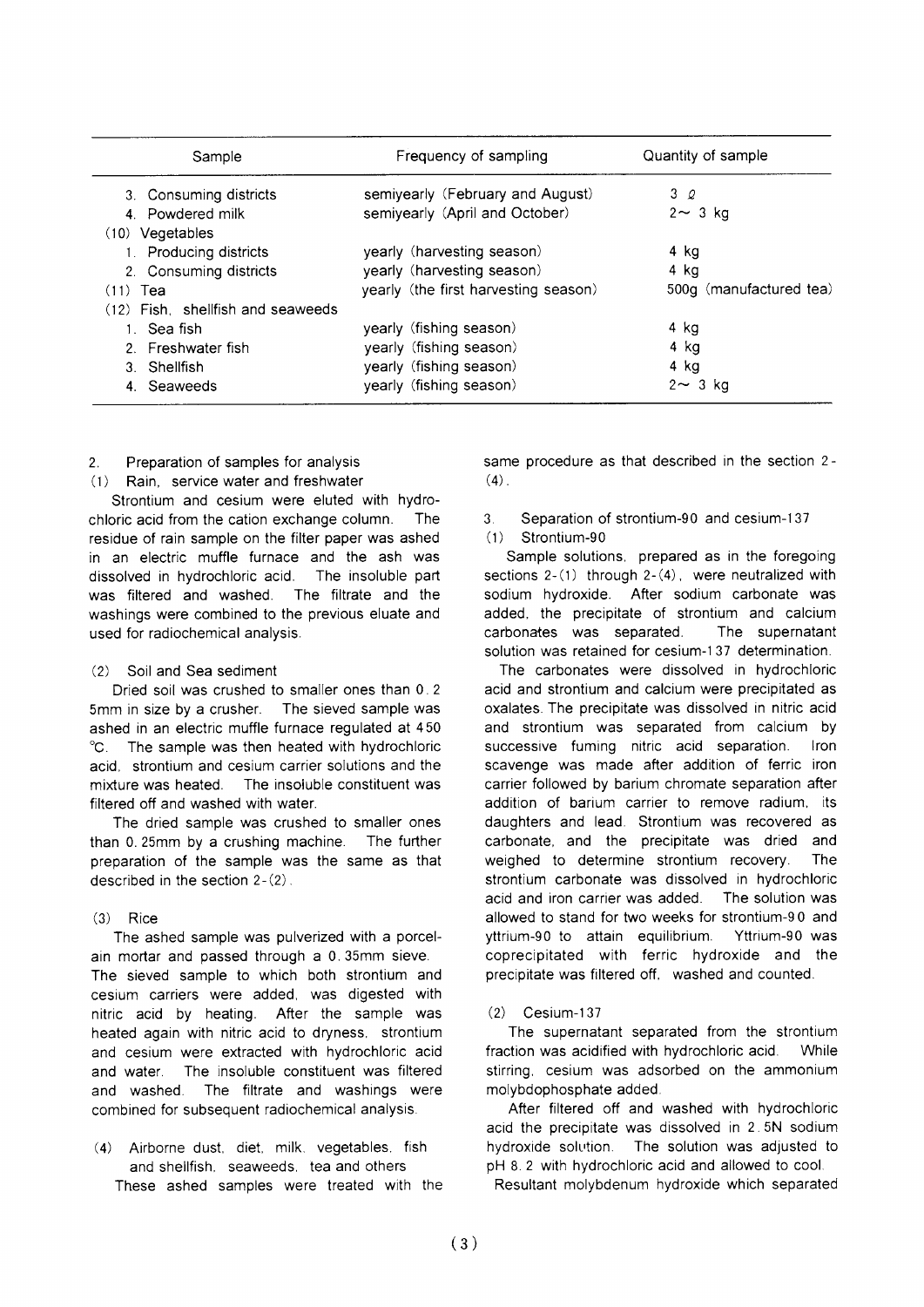| Sample | Frequency of sampling | Quantity of sample |
|---|---|---|
| 3. Consuming districts | semiyearly (February and August) | 3 ℓ |
| 4. Powdered milk | semiyearly (April and October) | 2～ 3 kg |
| (10) Vegetables | | |
| 1. Producing districts | yearly (harvesting season) | 4 kg |
| 2. Consuming districts | yearly (harvesting season) | 4 kg |
| (11) Tea | yearly (the first harvesting season) | 500g (manufactured tea) |
| (12) Fish, shellfish and seaweeds | | |
| 1. Sea fish | yearly (fishing season) | 4 kg |
| 2. Freshwater fish | yearly (fishing season) | 4 kg |
| 3. Shellfish | yearly (fishing season) | 4 kg |
| 4. Seaweeds | yearly (fishing season) | 2～ 3 kg |

2. Preparation of samples for analysis

(1) Rain, service water and freshwater

Strontium and cesium were eluted with hydrochloric acid from the cation exchange column. The residue of rain sample on the filter paper was ashed in an electric muffle furnace and the ash was dissolved in hydrochloric acid. The insoluble part was filtered and washed. The filtrate and the washings were combined to the previous eluate and used for radiochemical analysis.

(2) Soil and Sea sediment

Dried soil was crushed to smaller ones than 0.25mm in size by a crusher. The sieved sample was ashed in an electric muffle furnace regulated at 450 ℃. The sample was then heated with hydrochloric acid, strontium and cesium carrier solutions and the mixture was heated. The insoluble constituent was filtered off and washed with water.

The dried sample was crushed to smaller ones than 0.25mm by a crushing machine. The further preparation of the sample was the same as that described in the section 2-(2).

(3) Rice

The ashed sample was pulverized with a porcelain mortar and passed through a 0.35mm sieve. The sieved sample to which both strontium and cesium carriers were added, was digested with nitric acid by heating. After the sample was heated again with nitric acid to dryness, strontium and cesium were extracted with hydrochloric acid and water. The insoluble constituent was filtered and washed. The filtrate and washings were combined for subsequent radiochemical analysis.

(4) Airborne dust, diet, milk, vegetables, fish and shellfish, seaweeds, tea and others

These ashed samples were treated with the same procedure as that described in the section 2-(4).

3. Separation of strontium-90 and cesium-137

(1) Strontium-90

Sample solutions, prepared as in the foregoing sections 2-(1) through 2-(4), were neutralized with sodium hydroxide. After sodium carbonate was added, the precipitate of strontium and calcium carbonates was separated. The supernatant solution was retained for cesium-137 determination.

The carbonates were dissolved in hydrochloric acid and strontium and calcium were precipitated as oxalates. The precipitate was dissolved in nitric acid and strontium was separated from calcium by successive fuming nitric acid separation. Iron scavenge was made after addition of ferric iron carrier followed by barium chromate separation after addition of barium carrier to remove radium, its daughters and lead. Strontium was recovered as carbonate, and the precipitate was dried and weighed to determine strontium recovery. The strontium carbonate was dissolved in hydrochloric acid and iron carrier was added. The solution was allowed to stand for two weeks for strontium-90 and yttrium-90 to attain equilibrium. Yttrium-90 was coprecipitated with ferric hydroxide and the precipitate was filtered off, washed and counted.

(2) Cesium-137

The supernatant separated from the strontium fraction was acidified with hydrochloric acid. While stirring, cesium was adsorbed on the ammonium molybdophosphate added.

After filtered off and washed with hydrochloric acid the precipitate was dissolved in 2.5N sodium hydroxide solution. The solution was adjusted to pH 8.2 with hydrochloric acid and allowed to cool. Resultant molybdenum hydroxide which separated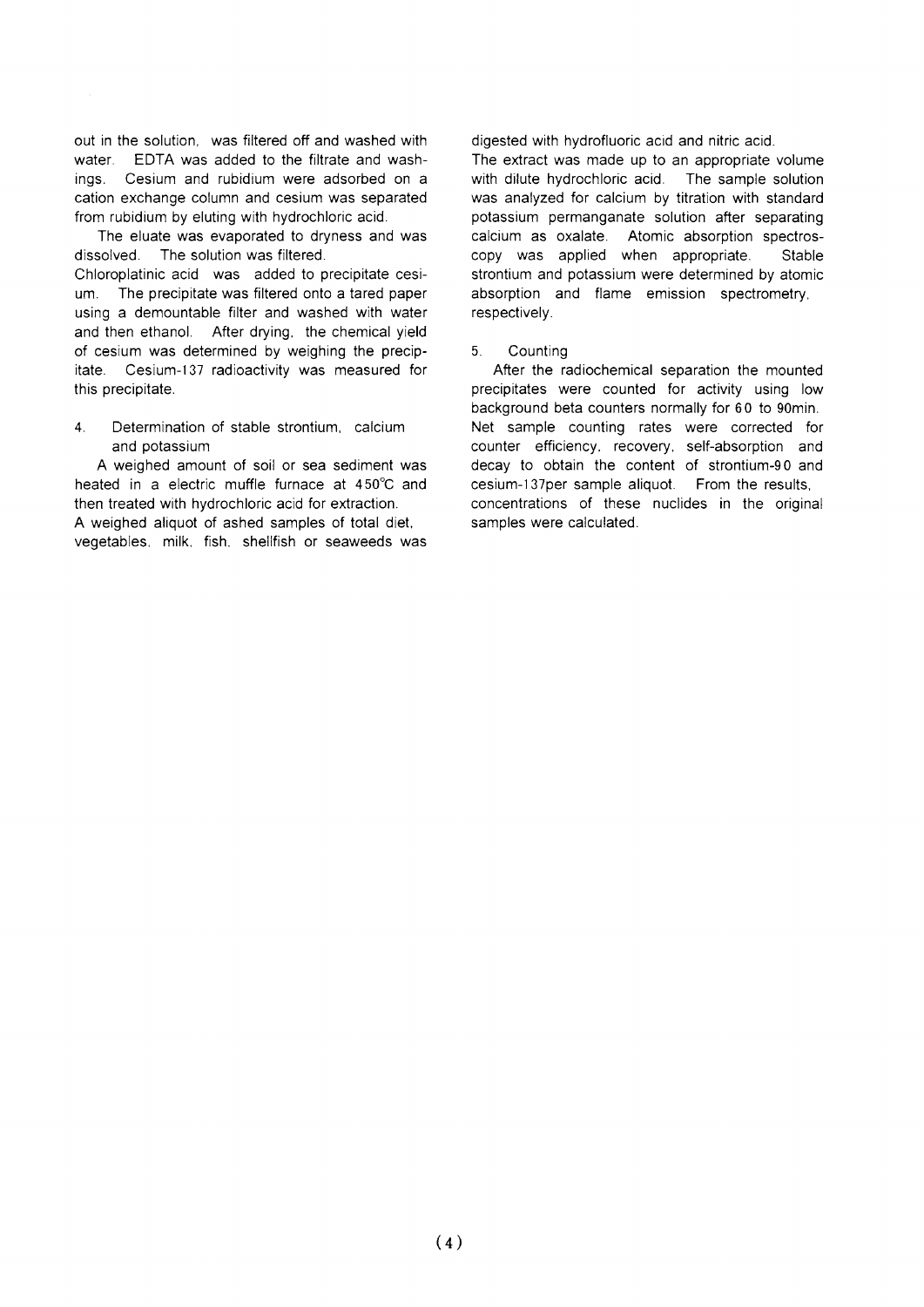out in the solution, was filtered off and washed with water. EDTA was added to the filtrate and washings. Cesium and rubidium were adsorbed on a cation exchange column and cesium was separated from rubidium by eluting with hydrochloric acid.

The eluate was evaporated to dryness and was dissolved. The solution was filtered.
Chloroplatinic acid was added to precipitate cesium. The precipitate was filtered onto a tared paper using a demountable filter and washed with water and then ethanol. After drying, the chemical yield of cesium was determined by weighing the precipitate. Cesium-137 radioactivity was measured for this precipitate.

4. Determination of stable strontium, calcium and potassium

A weighed amount of soil or sea sediment was heated in a electric muffle furnace at 450℃ and then treated with hydrochloric acid for extraction.
A weighed aliquot of ashed samples of total diet, vegetables, milk, fish, shellfish or seaweeds was digested with hydrofluoric acid and nitric acid.
The extract was made up to an appropriate volume with dilute hydrochloric acid. The sample solution was analyzed for calcium by titration with standard potassium permanganate solution after separating calcium as oxalate. Atomic absorption spectroscopy was applied when appropriate. Stable strontium and potassium were determined by atomic absorption and flame emission spectrometry, respectively.

5. Counting

After the radiochemical separation the mounted precipitates were counted for activity using low background beta counters normally for 60 to 90min. Net sample counting rates were corrected for counter efficiency, recovery, self-absorption and decay to obtain the content of strontium-90 and cesium-137per sample aliquot. From the results, concentrations of these nuclides in the original samples were calculated.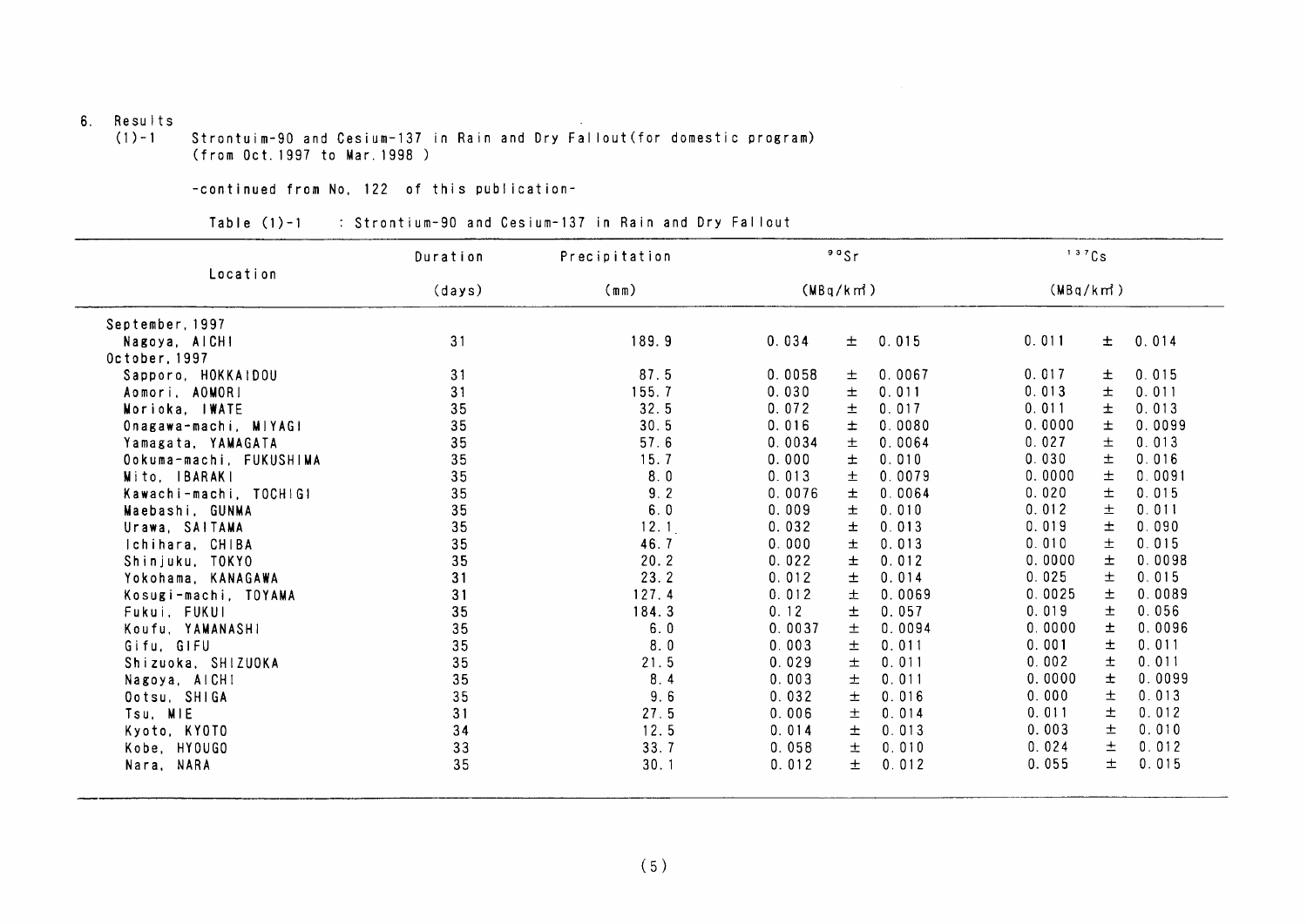6. Results

(1)-1 Strontuim-90 and Cesium-137 in Rain and Dry Fallout(for domestic program) (from Oct.1997 to Mar.1998 )

-continued from No. 122 of this publication-

Table (1)-1 : Strontium-90 and Cesium-137 in Rain and Dry Fallout

| Location | Duration | Precipitation | $^{90}Sr$ | | | $^{137}Cs$ | | |
|---|---|---|---|---|---|---|---|---|
| | (days) | (mm) | (MBq/km²) | | | (MBq/km²) | | |
| September, 1997 | | | | | | | | |
| Nagoya, AICHI | 31 | 189.9 | 0.034 | ± | 0.015 | 0.011 | ± | 0.014 |
| October, 1997 | | | | | | | | |
| Sapporo, HOKKAIDOU | 31 | 87.5 | 0.0058 | ± | 0.0067 | 0.017 | ± | 0.015 |
| Aomori, AOMORI | 31 | 155.7 | 0.030 | ± | 0.011 | 0.013 | ± | 0.011 |
| Morioka, IWATE | 35 | 32.5 | 0.072 | ± | 0.017 | 0.011 | ± | 0.013 |
| Onagawa-machi, MIYAGI | 35 | 30.5 | 0.016 | ± | 0.0080 | 0.0000 | ± | 0.0099 |
| Yamagata, YAMAGATA | 35 | 57.6 | 0.0034 | ± | 0.0064 | 0.027 | ± | 0.013 |
| Ookuma-machi, FUKUSHIMA | 35 | 15.7 | 0.000 | ± | 0.010 | 0.030 | ± | 0.016 |
| Mito, IBARAKI | 35 | 8.0 | 0.013 | ± | 0.0079 | 0.0000 | ± | 0.0091 |
| Kawachi-machi, TOCHIGI | 35 | 9.2 | 0.0076 | ± | 0.0064 | 0.020 | ± | 0.015 |
| Maebashi, GUNMA | 35 | 6.0 | 0.009 | ± | 0.010 | 0.012 | ± | 0.011 |
| Urawa, SAITAMA | 35 | 12.1 | 0.032 | ± | 0.013 | 0.019 | ± | 0.090 |
| Ichihara, CHIBA | 35 | 46.7 | 0.000 | ± | 0.013 | 0.010 | ± | 0.015 |
| Shinjuku, TOKYO | 35 | 20.2 | 0.022 | ± | 0.012 | 0.0000 | ± | 0.0098 |
| Yokohama, KANAGAWA | 31 | 23.2 | 0.012 | ± | 0.014 | 0.025 | ± | 0.015 |
| Kosugi-machi, TOYAMA | 31 | 127.4 | 0.012 | ± | 0.0069 | 0.0025 | ± | 0.0089 |
| Fukui, FUKUI | 35 | 184.3 | 0.12 | ± | 0.057 | 0.019 | ± | 0.056 |
| Koufu, YAMANASHI | 35 | 6.0 | 0.0037 | ± | 0.0094 | 0.0000 | ± | 0.0096 |
| Gifu, GIFU | 35 | 8.0 | 0.003 | ± | 0.011 | 0.001 | ± | 0.011 |
| Shizuoka, SHIZUOKA | 35 | 21.5 | 0.029 | ± | 0.011 | 0.002 | ± | 0.011 |
| Nagoya, AICHI | 35 | 8.4 | 0.003 | ± | 0.011 | 0.0000 | ± | 0.0099 |
| Ootsu, SHIGA | 35 | 9.6 | 0.032 | ± | 0.016 | 0.000 | ± | 0.013 |
| Tsu, MIE | 31 | 27.5 | 0.006 | ± | 0.014 | 0.011 | ± | 0.012 |
| Kyoto, KYOTO | 34 | 12.5 | 0.014 | ± | 0.013 | 0.003 | ± | 0.010 |
| Kobe, HYOUGO | 33 | 33.7 | 0.058 | ± | 0.010 | 0.024 | ± | 0.012 |
| Nara, NARA | 35 | 30.1 | 0.012 | ± | 0.012 | 0.055 | ± | 0.015 |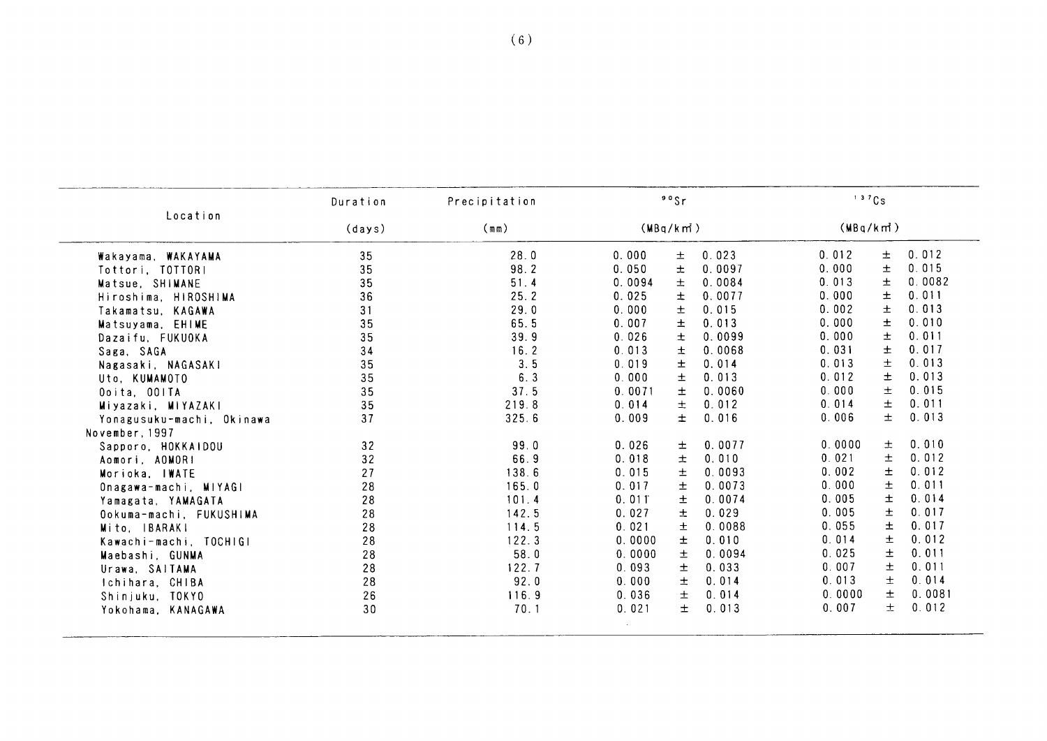| Location | Duration (days) | Precipitation (mm) | $^{90}Sr$ (MBq/km²) | $^{137}Cs$ (MBq/km²) |
|---|---|---|---|---|
| Wakayama, WAKAYAMA | 35 | 28.0 | 0.000 ± 0.023 | 0.012 ± 0.012 |
| Tottori, TOTTORI | 35 | 98.2 | 0.050 ± 0.0097 | 0.000 ± 0.015 |
| Matsue, SHIMANE | 35 | 51.4 | 0.0094 ± 0.0084 | 0.013 ± 0.0082 |
| Hiroshima, HIROSHIMA | 36 | 25.2 | 0.025 ± 0.0077 | 0.000 ± 0.011 |
| Takamatsu, KAGAWA | 31 | 29.0 | 0.000 ± 0.015 | 0.002 ± 0.013 |
| Matsuyama, EHIME | 35 | 65.5 | 0.007 ± 0.013 | 0.000 ± 0.010 |
| Dazaifu, FUKUOKA | 35 | 39.9 | 0.026 ± 0.0099 | 0.000 ± 0.011 |
| Saga, SAGA | 34 | 16.2 | 0.013 ± 0.0068 | 0.031 ± 0.017 |
| Nagasaki, NAGASAKI | 35 | 3.5 | 0.019 ± 0.014 | 0.013 ± 0.013 |
| Uto, KUMAMOTO | 35 | 6.3 | 0.000 ± 0.013 | 0.012 ± 0.013 |
| Ooita, OOITA | 35 | 37.5 | 0.0071 ± 0.0060 | 0.000 ± 0.015 |
| Miyazaki, MIYAZAKI | 35 | 219.8 | 0.014 ± 0.012 | 0.014 ± 0.011 |
| Yonagusuku-machi, Okinawa | 37 | 325.6 | 0.009 ± 0.016 | 0.006 ± 0.013 |
| November, 1997 | | | | |
| Sapporo, HOKKAIDOU | 32 | 99.0 | 0.026 ± 0.0077 | 0.0000 ± 0.010 |
| Aomori, AOMORI | 32 | 66.9 | 0.018 ± 0.010 | 0.021 ± 0.012 |
| Morioka, IWATE | 27 | 138.6 | 0.015 ± 0.0093 | 0.002 ± 0.012 |
| Onagawa-machi, MIYAGI | 28 | 165.0 | 0.017 ± 0.0073 | 0.000 ± 0.011 |
| Yamagata, YAMAGATA | 28 | 101.4 | 0.011 ± 0.0074 | 0.005 ± 0.014 |
| Ookuma-machi, FUKUSHIMA | 28 | 142.5 | 0.027 ± 0.029 | 0.005 ± 0.017 |
| Mito, IBARAKI | 28 | 114.5 | 0.021 ± 0.0088 | 0.055 ± 0.017 |
| Kawachi-machi, TOCHIGI | 28 | 122.3 | 0.0000 ± 0.010 | 0.014 ± 0.012 |
| Maebashi, GUNMA | 28 | 58.0 | 0.0000 ± 0.0094 | 0.025 ± 0.011 |
| Urawa, SAITAMA | 28 | 122.7 | 0.093 ± 0.033 | 0.007 ± 0.011 |
| Ichihara, CHIBA | 28 | 92.0 | 0.000 ± 0.014 | 0.013 ± 0.014 |
| Shinjuku, TOKYO | 26 | 116.9 | 0.036 ± 0.014 | 0.0000 ± 0.0081 |
| Yokohama, KANAGAWA | 30 | 70.1 | 0.021 ± 0.013 | 0.007 ± 0.012 |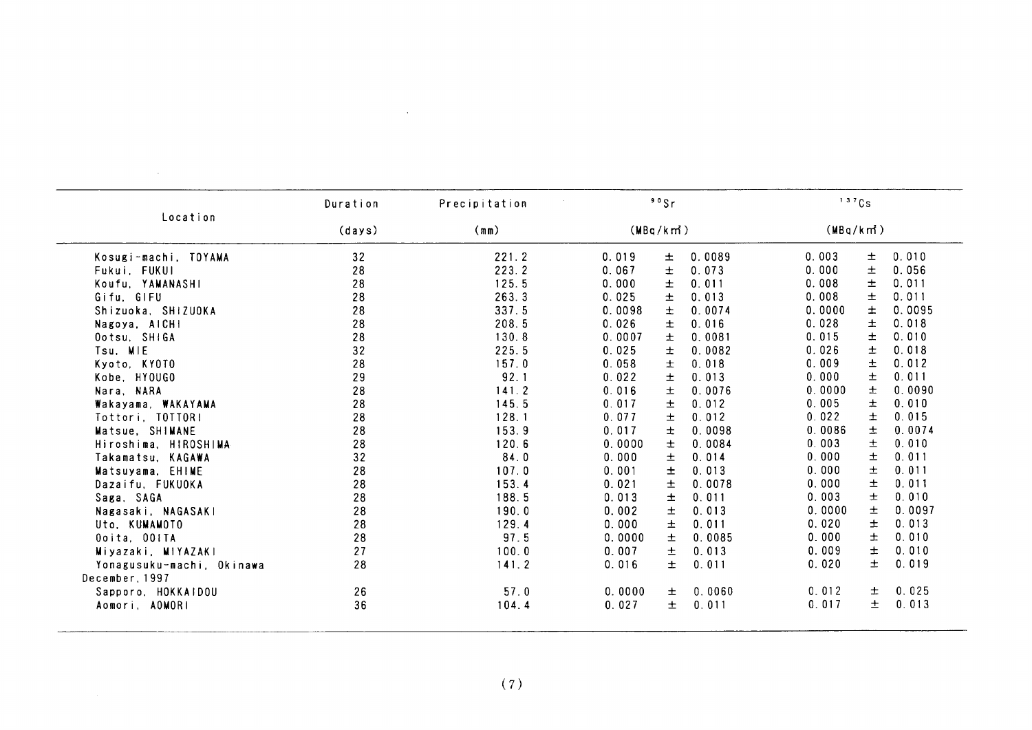| Location | Duration (days) | Precipitation (mm) | $^{90}Sr$ (MBq/km²) | $^{137}Cs$ (MBq/km²) |
|---|---|---|---|---|
| Kosugi-machi, TOYAMA | 32 | 221.2 | 0.019 ± 0.0089 | 0.003 ± 0.010 |
| Fukui, FUKUI | 28 | 223.2 | 0.067 ± 0.073 | 0.000 ± 0.056 |
| Koufu, YAMANASHI | 28 | 125.5 | 0.000 ± 0.011 | 0.008 ± 0.011 |
| Gifu, GIFU | 28 | 263.3 | 0.025 ± 0.013 | 0.008 ± 0.011 |
| Shizuoka, SHIZUOKA | 28 | 337.5 | 0.0098 ± 0.0074 | 0.0000 ± 0.0095 |
| Nagoya, AICHI | 28 | 208.5 | 0.026 ± 0.016 | 0.028 ± 0.018 |
| Ootsu, SHIGA | 28 | 130.8 | 0.0007 ± 0.0081 | 0.015 ± 0.010 |
| Tsu, MIE | 32 | 225.5 | 0.025 ± 0.0082 | 0.026 ± 0.018 |
| Kyoto, KYOTO | 28 | 157.0 | 0.058 ± 0.018 | 0.009 ± 0.012 |
| Kobe, HYOUGO | 29 | 92.1 | 0.022 ± 0.013 | 0.000 ± 0.011 |
| Nara, NARA | 28 | 141.2 | 0.016 ± 0.0076 | 0.0000 ± 0.0090 |
| Wakayama, WAKAYAMA | 28 | 145.5 | 0.017 ± 0.012 | 0.005 ± 0.010 |
| Tottori, TOTTORI | 28 | 128.1 | 0.077 ± 0.012 | 0.022 ± 0.015 |
| Matsue, SHIMANE | 28 | 153.9 | 0.017 ± 0.0098 | 0.0086 ± 0.0074 |
| Hiroshima, HIROSHIMA | 28 | 120.6 | 0.0000 ± 0.0084 | 0.003 ± 0.010 |
| Takamatsu, KAGAWA | 32 | 84.0 | 0.000 ± 0.014 | 0.000 ± 0.011 |
| Matsuyama, EHIME | 28 | 107.0 | 0.001 ± 0.013 | 0.000 ± 0.011 |
| Dazaifu, FUKUOKA | 28 | 153.4 | 0.021 ± 0.0078 | 0.000 ± 0.011 |
| Saga, SAGA | 28 | 188.5 | 0.013 ± 0.011 | 0.003 ± 0.010 |
| Nagasaki, NAGASAKI | 28 | 190.0 | 0.002 ± 0.013 | 0.0000 ± 0.0097 |
| Uto, KUMAMOTO | 28 | 129.4 | 0.000 ± 0.011 | 0.020 ± 0.013 |
| Ooita, OOITA | 28 | 97.5 | 0.0000 ± 0.0085 | 0.000 ± 0.010 |
| Miyazaki, MIYAZAKI | 27 | 100.0 | 0.007 ± 0.013 | 0.009 ± 0.010 |
| Yonagusuku-machi, Okinawa | 28 | 141.2 | 0.016 ± 0.011 | 0.020 ± 0.019 |
| December, 1997 | | | | |
| Sapporo, HOKKAIDOU | 26 | 57.0 | 0.0000 ± 0.0060 | 0.012 ± 0.025 |
| Aomori, AOMORI | 36 | 104.4 | 0.027 ± 0.011 | 0.017 ± 0.013 |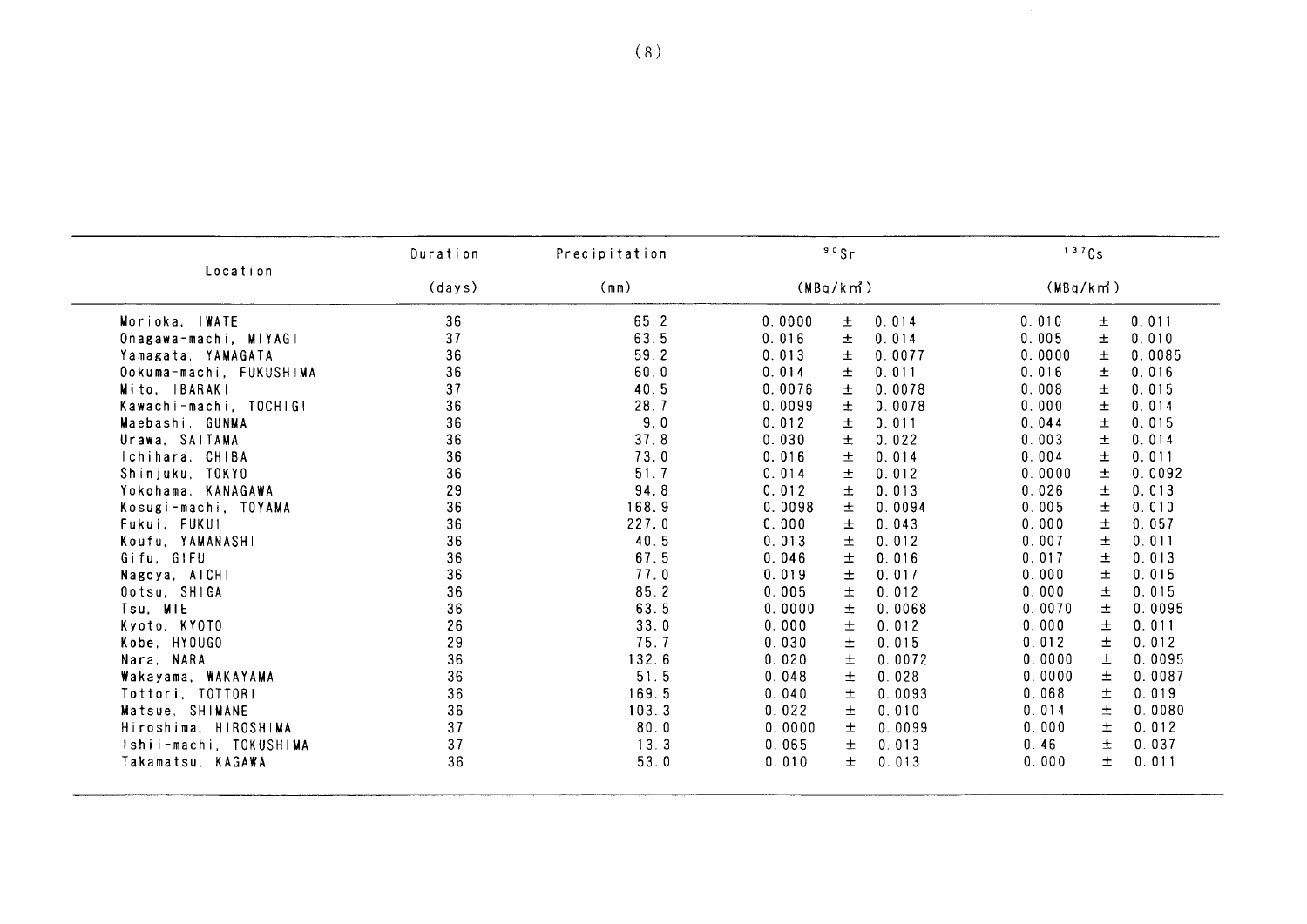| Location | Duration (days) | Precipitation (mm) | $^{90}Sr$ (MBq/km²) | $^{137}Cs$ (MBq/km²) |
|---|---|---|---|---|
| Morioka, IWATE | 36 | 65.2 | 0.0000 ± 0.014 | 0.010 ± 0.011 |
| Onagawa-machi, MIYAGI | 37 | 63.5 | 0.016 ± 0.014 | 0.005 ± 0.010 |
| Yamagata, YAMAGATA | 36 | 59.2 | 0.013 ± 0.0077 | 0.0000 ± 0.0085 |
| Ookuma-machi, FUKUSHIMA | 36 | 60.0 | 0.014 ± 0.011 | 0.016 ± 0.016 |
| Mito, IBARAKI | 37 | 40.5 | 0.0076 ± 0.0078 | 0.008 ± 0.015 |
| Kawachi-machi, TOCHIGI | 36 | 28.7 | 0.0099 ± 0.0078 | 0.000 ± 0.014 |
| Maebashi, GUNMA | 36 | 9.0 | 0.012 ± 0.011 | 0.044 ± 0.015 |
| Urawa, SAITAMA | 36 | 37.8 | 0.030 ± 0.022 | 0.003 ± 0.014 |
| Ichihara, CHIBA | 36 | 73.0 | 0.016 ± 0.014 | 0.004 ± 0.011 |
| Shinjuku, TOKYO | 36 | 51.7 | 0.014 ± 0.012 | 0.0000 ± 0.0092 |
| Yokohama, KANAGAWA | 29 | 94.8 | 0.012 ± 0.013 | 0.026 ± 0.013 |
| Kosugi-machi, TOYAMA | 36 | 168.9 | 0.0098 ± 0.0094 | 0.005 ± 0.010 |
| Fukui, FUKUI | 36 | 227.0 | 0.000 ± 0.043 | 0.000 ± 0.057 |
| Koufu, YAMANASHI | 36 | 40.5 | 0.013 ± 0.012 | 0.007 ± 0.011 |
| Gifu, GIFU | 36 | 67.5 | 0.046 ± 0.016 | 0.017 ± 0.013 |
| Nagoya, AICHI | 36 | 77.0 | 0.019 ± 0.017 | 0.000 ± 0.015 |
| Ootsu, SHIGA | 36 | 85.2 | 0.005 ± 0.012 | 0.000 ± 0.015 |
| Tsu, MIE | 36 | 63.5 | 0.0000 ± 0.0068 | 0.0070 ± 0.0095 |
| Kyoto, KYOTO | 26 | 33.0 | 0.000 ± 0.012 | 0.000 ± 0.011 |
| Kobe, HYOUGO | 29 | 75.7 | 0.030 ± 0.015 | 0.012 ± 0.012 |
| Nara, NARA | 36 | 132.6 | 0.020 ± 0.0072 | 0.0000 ± 0.0095 |
| Wakayama, WAKAYAMA | 36 | 51.5 | 0.048 ± 0.028 | 0.0000 ± 0.0087 |
| Tottori, TOTTORI | 36 | 169.5 | 0.040 ± 0.0093 | 0.068 ± 0.019 |
| Matsue, SHIMANE | 36 | 103.3 | 0.022 ± 0.010 | 0.014 ± 0.0080 |
| Hiroshima, HIROSHIMA | 37 | 80.0 | 0.0000 ± 0.0099 | 0.000 ± 0.012 |
| Ishii-machi, TOKUSHIMA | 37 | 13.3 | 0.065 ± 0.013 | 0.46 ± 0.037 |
| Takamatsu, KAGAWA | 36 | 53.0 | 0.010 ± 0.013 | 0.000 ± 0.011 |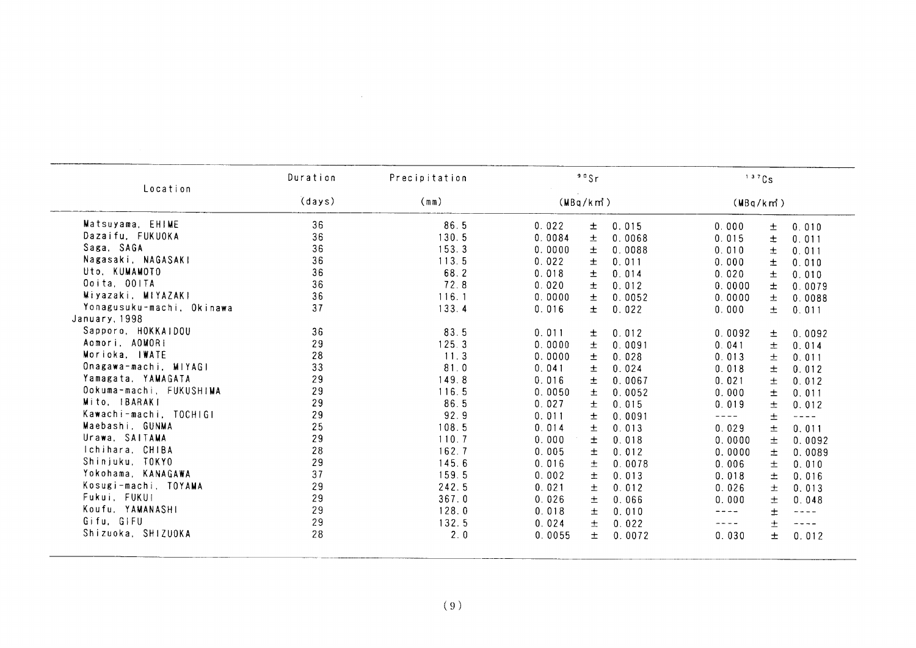| Location | Duration (days) | Precipitation (mm) | $^{90}Sr$ (MBq/km²) | | | $^{137}Cs$ (MBq/km²) | | |
|---|---|---|---|---|---|---|---|---|
| Matsuyama, EHIME | 36 | 86.5 | 0.022 | ± | 0.015 | 0.000 | ± | 0.010 |
| Dazaifu, FUKUOKA | 36 | 130.5 | 0.0084 | ± | 0.0068 | 0.015 | ± | 0.011 |
| Saga, SAGA | 36 | 153.3 | 0.0000 | ± | 0.0088 | 0.010 | ± | 0.011 |
| Nagasaki, NAGASAKI | 36 | 113.5 | 0.022 | ± | 0.011 | 0.000 | ± | 0.010 |
| Uto, KUMAMOTO | 36 | 68.2 | 0.018 | ± | 0.014 | 0.020 | ± | 0.010 |
| Ooita, OOITA | 36 | 72.8 | 0.020 | ± | 0.012 | 0.0000 | ± | 0.0079 |
| Miyazaki, MIYAZAKI | 36 | 116.1 | 0.0000 | ± | 0.0052 | 0.0000 | ± | 0.0088 |
| Yonagusuku-machi, Okinawa | 37 | 133.4 | 0.016 | ± | 0.022 | 0.000 | ± | 0.011 |
| January, 1998 | | | | | | | | |
| Sapporo, HOKKAIDOU | 36 | 83.5 | 0.011 | ± | 0.012 | 0.0092 | ± | 0.0092 |
| Aomori, AOMORI | 29 | 125.3 | 0.0000 | ± | 0.0091 | 0.041 | ± | 0.014 |
| Morioka, IWATE | 28 | 11.3 | 0.0000 | ± | 0.028 | 0.013 | ± | 0.011 |
| Onagawa-machi, MIYAGI | 33 | 81.0 | 0.041 | ± | 0.024 | 0.018 | ± | 0.012 |
| Yamagata, YAMAGATA | 29 | 149.8 | 0.016 | ± | 0.0067 | 0.021 | ± | 0.012 |
| Ookuma-machi, FUKUSHIMA | 29 | 116.5 | 0.0050 | ± | 0.0052 | 0.000 | ± | 0.011 |
| Mito, IBARAKI | 29 | 86.5 | 0.027 | ± | 0.015 | 0.019 | ± | 0.012 |
| Kawachi-machi, TOCHIGI | 29 | 92.9 | 0.011 | ± | 0.0091 | ---- | ± | ---- |
| Maebashi, GUNMA | 25 | 108.5 | 0.014 | ± | 0.013 | 0.029 | ± | 0.011 |
| Urawa, SAITAMA | 29 | 110.7 | 0.000 | ± | 0.018 | 0.0000 | ± | 0.0092 |
| Ichihara, CHIBA | 28 | 162.7 | 0.005 | ± | 0.012 | 0.0000 | ± | 0.0089 |
| Shinjuku, TOKYO | 29 | 145.6 | 0.016 | ± | 0.0078 | 0.006 | ± | 0.010 |
| Yokohama, KANAGAWA | 37 | 159.5 | 0.002 | ± | 0.013 | 0.018 | ± | 0.016 |
| Kosugi-machi, TOYAMA | 29 | 242.5 | 0.021 | ± | 0.012 | 0.026 | ± | 0.013 |
| Fukui, FUKUI | 29 | 367.0 | 0.026 | ± | 0.066 | 0.000 | ± | 0.048 |
| Koufu, YAMANASHI | 29 | 128.0 | 0.018 | ± | 0.010 | ---- | ± | ---- |
| Gifu, GIFU | 29 | 132.5 | 0.024 | ± | 0.022 | ---- | ± | ---- |
| Shizuoka, SHIZUOKA | 28 | 2.0 | 0.0055 | ± | 0.0072 | 0.030 | ± | 0.012 |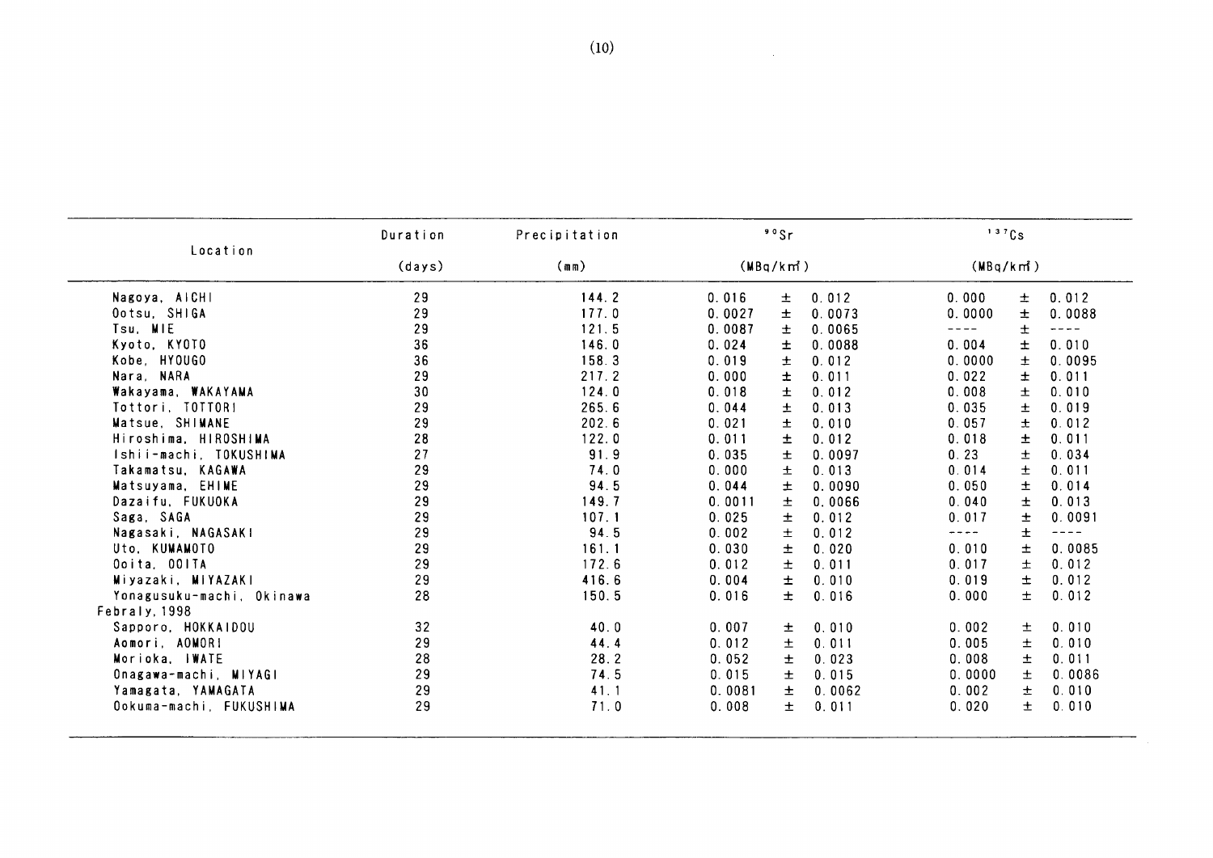| Location | Duration (days) | Precipitation (mm) | $^{90}Sr$ (MBq/km²) | $^{137}Cs$ (MBq/km²) |
|---|---|---|---|---|
| Nagoya, AICHI | 29 | 144.2 | 0.016 ± 0.012 | 0.000 ± 0.012 |
| Ootsu, SHIGA | 29 | 177.0 | 0.0027 ± 0.0073 | 0.0000 ± 0.0088 |
| Tsu, MIE | 29 | 121.5 | 0.0087 ± 0.0065 | ---- ± ---- |
| Kyoto, KYOTO | 36 | 146.0 | 0.024 ± 0.0088 | 0.004 ± 0.010 |
| Kobe, HYOUGO | 36 | 158.3 | 0.019 ± 0.012 | 0.0000 ± 0.0095 |
| Nara, NARA | 29 | 217.2 | 0.000 ± 0.011 | 0.022 ± 0.011 |
| Wakayama, WAKAYAMA | 30 | 124.0 | 0.018 ± 0.012 | 0.008 ± 0.010 |
| Tottori, TOTTORI | 29 | 265.6 | 0.044 ± 0.013 | 0.035 ± 0.019 |
| Matsue, SHIMANE | 29 | 202.6 | 0.021 ± 0.010 | 0.057 ± 0.012 |
| Hiroshima, HIROSHIMA | 28 | 122.0 | 0.011 ± 0.012 | 0.018 ± 0.011 |
| Ishii-machi, TOKUSHIMA | 27 | 91.9 | 0.035 ± 0.0097 | 0.23 ± 0.034 |
| Takamatsu, KAGAWA | 29 | 74.0 | 0.000 ± 0.013 | 0.014 ± 0.011 |
| Matsuyama, EHIME | 29 | 94.5 | 0.044 ± 0.0090 | 0.050 ± 0.014 |
| Dazaifu, FUKUOKA | 29 | 149.7 | 0.0011 ± 0.0066 | 0.040 ± 0.013 |
| Saga, SAGA | 29 | 107.1 | 0.025 ± 0.012 | 0.017 ± 0.0091 |
| Nagasaki, NAGASAKI | 29 | 94.5 | 0.002 ± 0.012 | ---- ± ---- |
| Uto, KUMAMOTO | 29 | 161.1 | 0.030 ± 0.020 | 0.010 ± 0.0085 |
| Ooita, OOITA | 29 | 172.6 | 0.012 ± 0.011 | 0.017 ± 0.012 |
| Miyazaki, MIYAZAKI | 29 | 416.6 | 0.004 ± 0.010 | 0.019 ± 0.012 |
| Yonagusuku-machi, Okinawa | 28 | 150.5 | 0.016 ± 0.016 | 0.000 ± 0.012 |
| **Febraly, 1998** | | | | |
| Sapporo, HOKKAIDOU | 32 | 40.0 | 0.007 ± 0.010 | 0.002 ± 0.010 |
| Aomori, AOMORI | 29 | 44.4 | 0.012 ± 0.011 | 0.005 ± 0.010 |
| Morioka, IWATE | 28 | 28.2 | 0.052 ± 0.023 | 0.008 ± 0.011 |
| Onagawa-machi, MIYAGI | 29 | 74.5 | 0.015 ± 0.015 | 0.0000 ± 0.0086 |
| Yamagata, YAMAGATA | 29 | 41.1 | 0.0081 ± 0.0062 | 0.002 ± 0.010 |
| Ookuma-machi, FUKUSHIMA | 29 | 71.0 | 0.008 ± 0.011 | 0.020 ± 0.010 |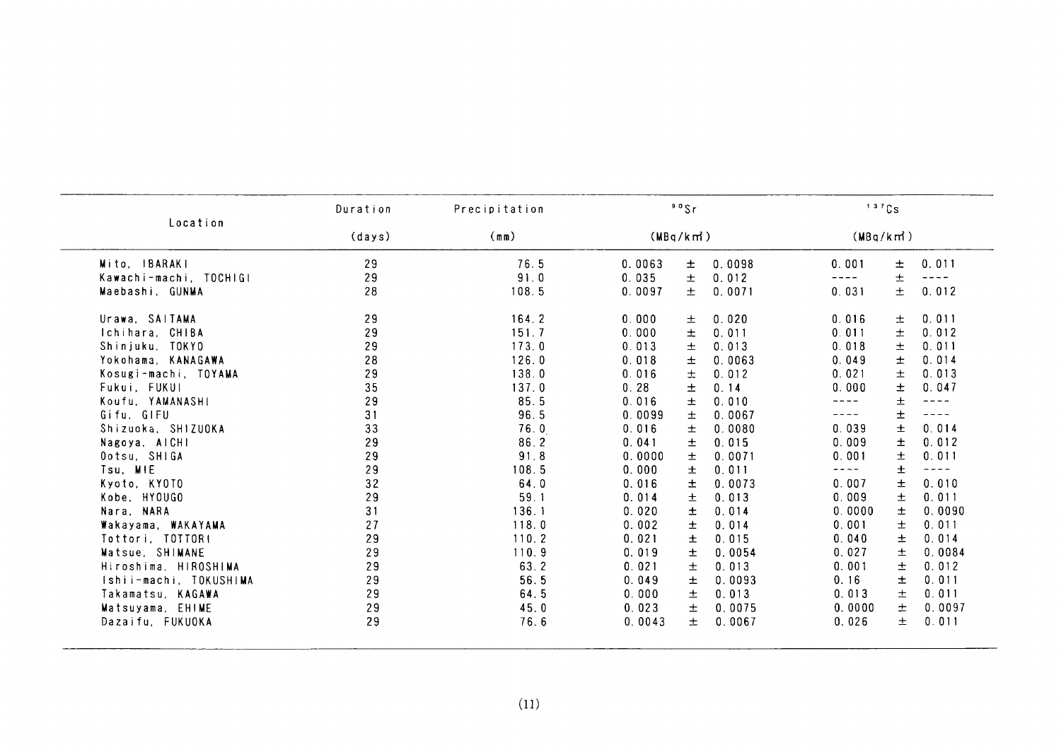| Location | Duration | Precipitation | $^{90}Sr$ | | | $^{137}Cs$ | | |
|---|---|---|---|---|---|---|---|---|
| | (days) | (mm) | (MBq/km²) | | | (MBq/km²) | | |
| Mito, IBARAKI | 29 | 76.5 | 0.0063 | ± | 0.0098 | 0.001 | ± | 0.011 |
| Kawachi-machi, TOCHIGI | 29 | 91.0 | 0.035 | ± | 0.012 | ---- | ± | ---- |
| Maebashi, GUNMA | 28 | 108.5 | 0.0097 | ± | 0.0071 | 0.031 | ± | 0.012 |
| Urawa, SAITAMA | 29 | 164.2 | 0.000 | ± | 0.020 | 0.016 | ± | 0.011 |
| Ichihara, CHIBA | 29 | 151.7 | 0.000 | ± | 0.011 | 0.011 | ± | 0.012 |
| Shinjuku, TOKYO | 29 | 173.0 | 0.013 | ± | 0.013 | 0.018 | ± | 0.011 |
| Yokohama, KANAGAWA | 28 | 126.0 | 0.018 | ± | 0.0063 | 0.049 | ± | 0.014 |
| Kosugi-machi, TOYAMA | 29 | 138.0 | 0.016 | ± | 0.012 | 0.021 | ± | 0.013 |
| Fukui, FUKUI | 35 | 137.0 | 0.28 | ± | 0.14 | 0.000 | ± | 0.047 |
| Koufu, YAMANASHI | 29 | 85.5 | 0.016 | ± | 0.010 | ---- | ± | ---- |
| Gifu, GIFU | 31 | 96.5 | 0.0099 | ± | 0.0067 | ---- | ± | ---- |
| Shizuoka, SHIZUOKA | 33 | 76.0 | 0.016 | ± | 0.0080 | 0.039 | ± | 0.014 |
| Nagoya, AICHI | 29 | 86.2 | 0.041 | ± | 0.015 | 0.009 | ± | 0.012 |
| Ootsu, SHIGA | 29 | 91.8 | 0.0000 | ± | 0.0071 | 0.001 | ± | 0.011 |
| Tsu, MIE | 29 | 108.5 | 0.000 | ± | 0.011 | ---- | ± | ---- |
| Kyoto, KYOTO | 32 | 64.0 | 0.016 | ± | 0.0073 | 0.007 | ± | 0.010 |
| Kobe, HYOUGO | 29 | 59.1 | 0.014 | ± | 0.013 | 0.009 | ± | 0.011 |
| Nara, NARA | 31 | 136.1 | 0.020 | ± | 0.014 | 0.0000 | ± | 0.0090 |
| Wakayama, WAKAYAMA | 27 | 118.0 | 0.002 | ± | 0.014 | 0.001 | ± | 0.011 |
| Tottori, TOTTORI | 29 | 110.2 | 0.021 | ± | 0.015 | 0.040 | ± | 0.014 |
| Matsue, SHIMANE | 29 | 110.9 | 0.019 | ± | 0.0054 | 0.027 | ± | 0.0084 |
| Hiroshima, HIROSHIMA | 29 | 63.2 | 0.021 | ± | 0.013 | 0.001 | ± | 0.012 |
| Ishii-machi, TOKUSHIMA | 29 | 56.5 | 0.049 | ± | 0.0093 | 0.16 | ± | 0.011 |
| Takamatsu, KAGAWA | 29 | 64.5 | 0.000 | ± | 0.013 | 0.013 | ± | 0.011 |
| Matsuyama, EHIME | 29 | 45.0 | 0.023 | ± | 0.0075 | 0.0000 | ± | 0.0097 |
| Dazaifu, FUKUOKA | 29 | 76.6 | 0.0043 | ± | 0.0067 | 0.026 | ± | 0.011 |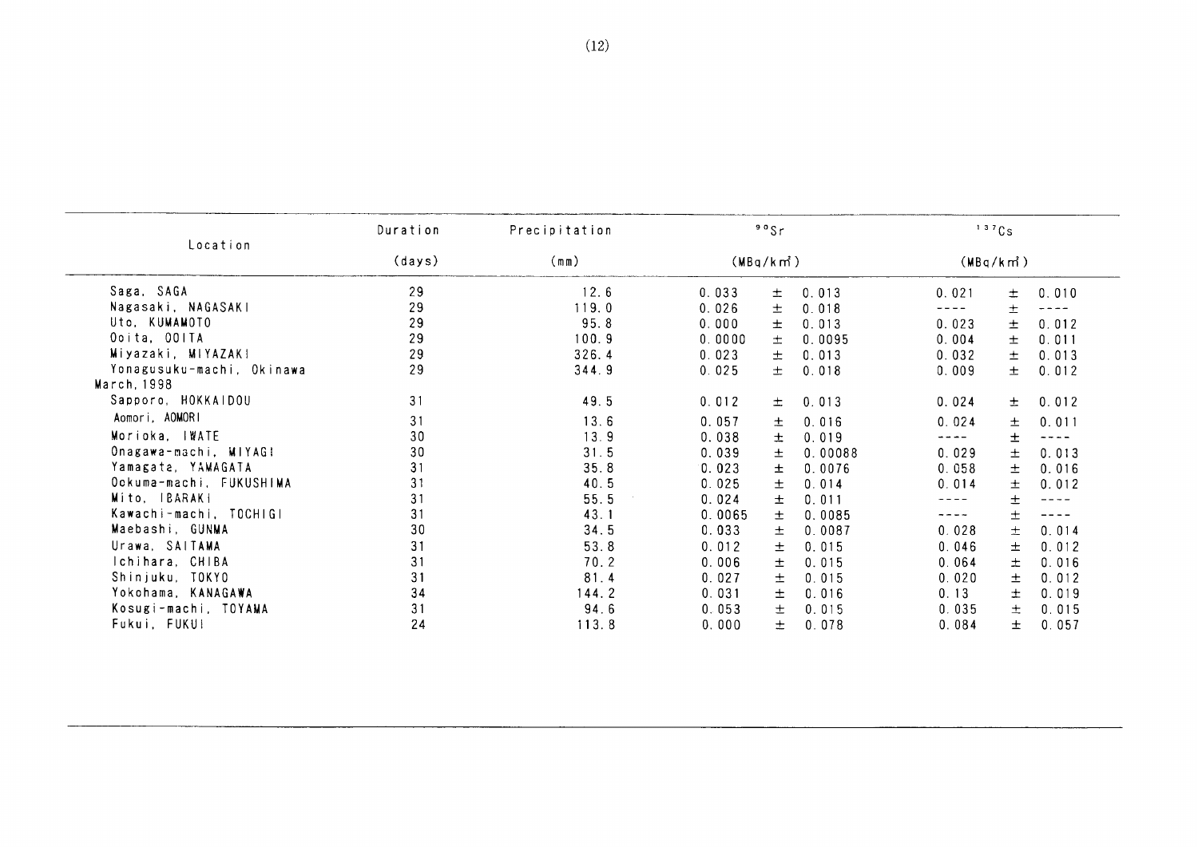| Location | Duration | Precipitation | $^{90}Sr$ | $^{137}Cs$ |
|---|---|---|---|---|
| | (days) | (mm) | (MBq/k㎡) | (MBq/k㎡) |
| Saga, SAGA | 29 | 12.6 | 0.033 ± 0.013 | 0.021 ± 0.010 |
| Nagasaki, NAGASAKI | 29 | 119.0 | 0.026 ± 0.018 | ---- ± ---- |
| Uto, KUMAMOTO | 29 | 95.8 | 0.000 ± 0.013 | 0.023 ± 0.012 |
| Ooita, OOITA | 29 | 100.9 | 0.0000 ± 0.0095 | 0.004 ± 0.011 |
| Miyazaki, MIYAZAKI | 29 | 326.4 | 0.023 ± 0.013 | 0.032 ± 0.013 |
| Yonagusuku-machi, Okinawa | 29 | 344.9 | 0.025 ± 0.018 | 0.009 ± 0.012 |
| March, 1998 | | | | |
| Sapporo, HOKKAIDOU | 31 | 49.5 | 0.012 ± 0.013 | 0.024 ± 0.012 |
| Aomori, AOMORI | 31 | 13.6 | 0.057 ± 0.016 | 0.024 ± 0.011 |
| Morioka, IWATE | 30 | 13.9 | 0.038 ± 0.019 | ---- ± ---- |
| Onagawa-machi, MIYAGI | 30 | 31.5 | 0.039 ± 0.00088 | 0.029 ± 0.013 |
| Yamagata, YAMAGATA | 31 | 35.8 | 0.023 ± 0.0076 | 0.058 ± 0.016 |
| Ookuma-machi, FUKUSHIMA | 31 | 40.5 | 0.025 ± 0.014 | 0.014 ± 0.012 |
| Mito, IBARAKI | 31 | 55.5 | 0.024 ± 0.011 | ---- ± ---- |
| Kawachi-machi, TOCHIGI | 31 | 43.1 | 0.0065 ± 0.0085 | ---- ± ---- |
| Maebashi, GUNMA | 30 | 34.5 | 0.033 ± 0.0087 | 0.028 ± 0.014 |
| Urawa, SAITAMA | 31 | 53.8 | 0.012 ± 0.015 | 0.046 ± 0.012 |
| Ichihara, CHIBA | 31 | 70.2 | 0.006 ± 0.015 | 0.064 ± 0.016 |
| Shinjuku, TOKYO | 31 | 81.4 | 0.027 ± 0.015 | 0.020 ± 0.012 |
| Yokohama, KANAGAWA | 34 | 144.2 | 0.031 ± 0.016 | 0.13 ± 0.019 |
| Kosugi-machi, TOYAMA | 31 | 94.6 | 0.053 ± 0.015 | 0.035 ± 0.015 |
| Fukui, FUKUI | 24 | 113.8 | 0.000 ± 0.078 | 0.084 ± 0.057 |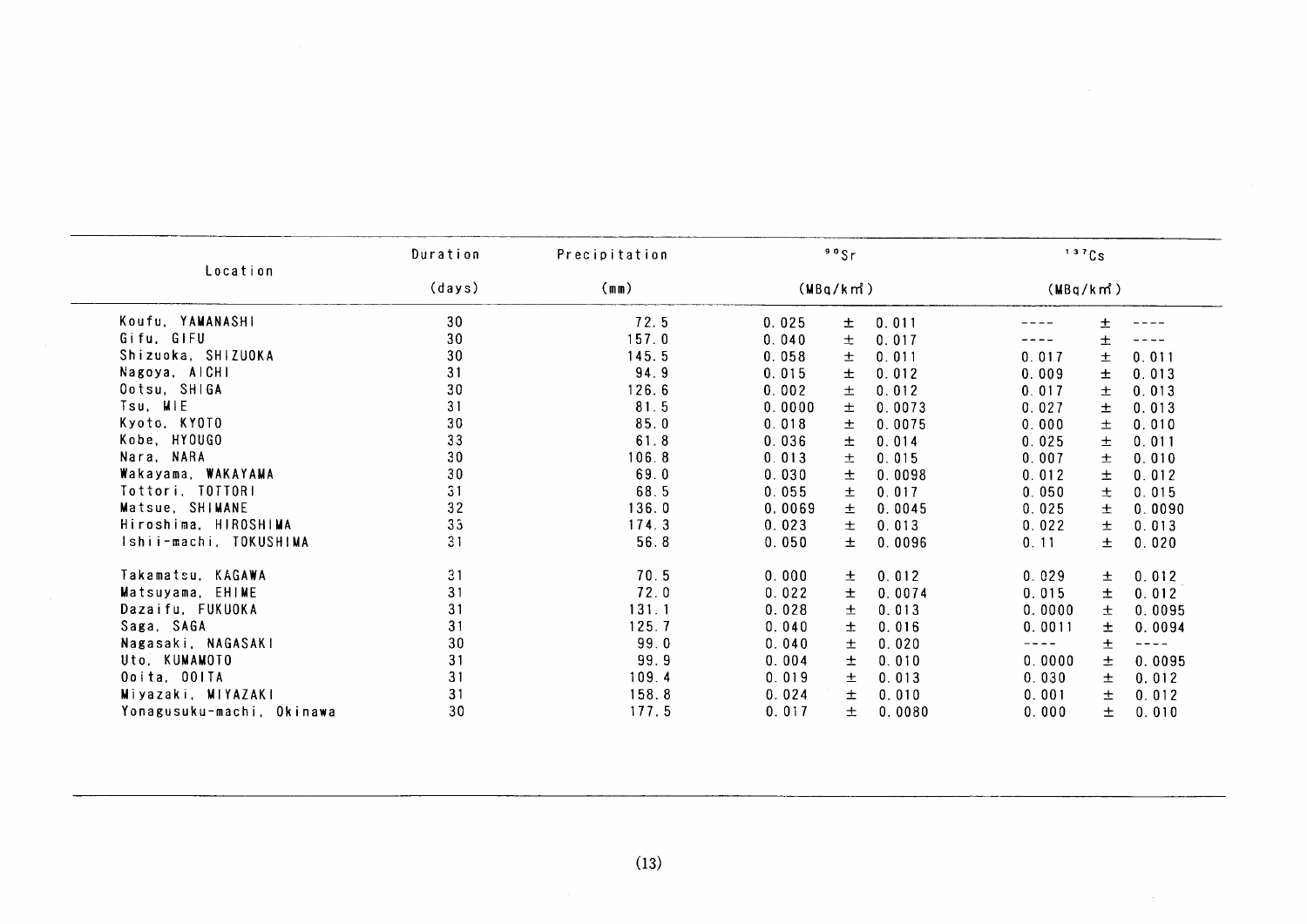| Location | Duration (days) | Precipitation (mm) | $^{90}Sr$ (MBq/km²) | | | $^{137}Cs$ (MBq/km²) | | |
|---|---|---|---|---|---|---|---|---|
| Koufu, YAMANASHI | 30 | 72.5 | 0.025 | ± | 0.011 | ---- | ± | ---- |
| Gifu, GIFU | 30 | 157.0 | 0.040 | ± | 0.017 | ---- | ± | ---- |
| Shizuoka, SHIZUOKA | 30 | 145.5 | 0.058 | ± | 0.011 | 0.017 | ± | 0.011 |
| Nagoya, AICHI | 31 | 94.9 | 0.015 | ± | 0.012 | 0.009 | ± | 0.013 |
| Ootsu, SHIGA | 30 | 126.6 | 0.002 | ± | 0.012 | 0.017 | ± | 0.013 |
| Tsu, MIE | 31 | 81.5 | 0.0000 | ± | 0.0073 | 0.027 | ± | 0.013 |
| Kyoto, KYOTO | 30 | 85.0 | 0.018 | ± | 0.0075 | 0.000 | ± | 0.010 |
| Kobe, HYOUGO | 33 | 61.8 | 0.036 | ± | 0.014 | 0.025 | ± | 0.011 |
| Nara, NARA | 30 | 106.8 | 0.013 | ± | 0.015 | 0.007 | ± | 0.010 |
| Wakayama, WAKAYAMA | 30 | 69.0 | 0.030 | ± | 0.0098 | 0.012 | ± | 0.012 |
| Tottori, TOTTORI | 31 | 68.5 | 0.055 | ± | 0.017 | 0.050 | ± | 0.015 |
| Matsue, SHIMANE | 32 | 136.0 | 0.0069 | ± | 0.0045 | 0.025 | ± | 0.0090 |
| Hiroshima, HIROSHIMA | 33 | 174.3 | 0.023 | ± | 0.013 | 0.022 | ± | 0.013 |
| Ishii-machi, TOKUSHIMA | 31 | 56.8 | 0.050 | ± | 0.0096 | 0.11 | ± | 0.020 |
| Takamatsu, KAGAWA | 31 | 70.5 | 0.000 | ± | 0.012 | 0.029 | ± | 0.012 |
| Matsuyama, EHIME | 31 | 72.0 | 0.022 | ± | 0.0074 | 0.015 | ± | 0.012 |
| Dazaifu, FUKUOKA | 31 | 131.1 | 0.028 | ± | 0.013 | 0.0000 | ± | 0.0095 |
| Saga, SAGA | 31 | 125.7 | 0.040 | ± | 0.016 | 0.0011 | ± | 0.0094 |
| Nagasaki, NAGASAKI | 30 | 99.0 | 0.040 | ± | 0.020 | ---- | ± | ---- |
| Uto, KUMAMOTO | 31 | 99.9 | 0.004 | ± | 0.010 | 0.0000 | ± | 0.0095 |
| Ooita, OOITA | 31 | 109.4 | 0.019 | ± | 0.013 | 0.030 | ± | 0.012 |
| Miyazaki, MIYAZAKI | 31 | 158.8 | 0.024 | ± | 0.010 | 0.001 | ± | 0.012 |
| Yonagusuku-machi, Okinawa | 30 | 177.5 | 0.017 | ± | 0.0080 | 0.000 | ± | 0.010 |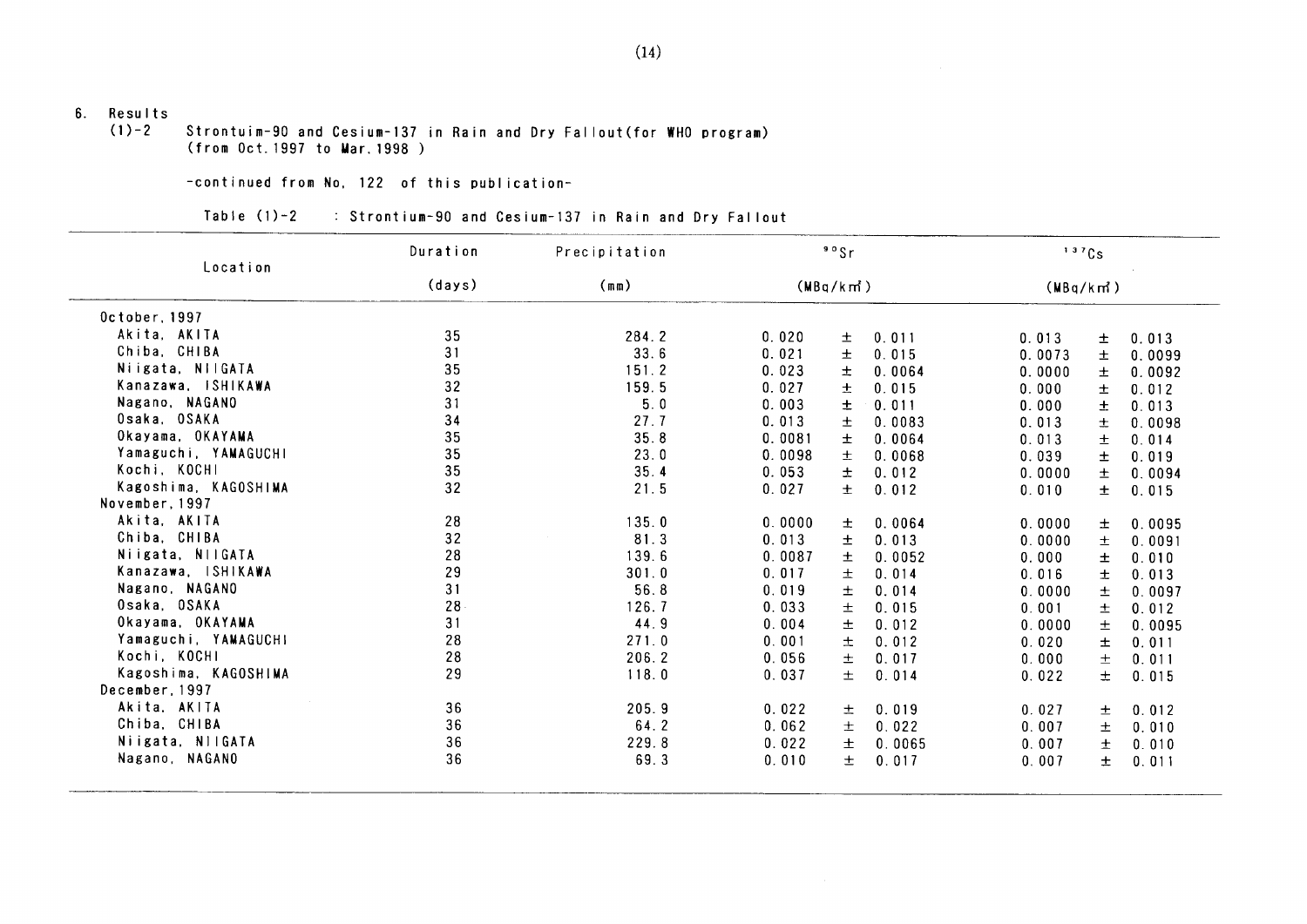## 6. Results

### (1)-2 Strontuim-90 and Cesium-137 in Rain and Dry Fallout(for WHO program) (from Oct.1997 to Mar.1998 )

-continued from No. 122 of this publication-

Table (1)-2 : Strontium-90 and Cesium-137 in Rain and Dry Fallout

| Location | Duration (days) | Precipitation (mm) | $^{90}Sr$ (MBq/km²) | $^{137}Cs$ (MBq/km²) |
|---|---|---|---|---|
| **October, 1997** | | | | |
| Akita, AKITA | 35 | 284.2 | 0.020 ± 0.011 | 0.013 ± 0.013 |
| Chiba, CHIBA | 31 | 33.6 | 0.021 ± 0.015 | 0.0073 ± 0.0099 |
| Niigata, NIIGATA | 35 | 151.2 | 0.023 ± 0.0064 | 0.0000 ± 0.0092 |
| Kanazawa, ISHIKAWA | 32 | 159.5 | 0.027 ± 0.015 | 0.000 ± 0.012 |
| Nagano, NAGANO | 31 | 5.0 | 0.003 ± 0.011 | 0.000 ± 0.013 |
| Osaka, OSAKA | 34 | 27.7 | 0.013 ± 0.0083 | 0.013 ± 0.0098 |
| Okayama, OKAYAMA | 35 | 35.8 | 0.0081 ± 0.0064 | 0.013 ± 0.014 |
| Yamaguchi, YAMAGUCHI | 35 | 23.0 | 0.0098 ± 0.0068 | 0.039 ± 0.019 |
| Kochi, KOCHI | 35 | 35.4 | 0.053 ± 0.012 | 0.0000 ± 0.0094 |
| Kagoshima, KAGOSHIMA | 32 | 21.5 | 0.027 ± 0.012 | 0.010 ± 0.015 |
| **November, 1997** | | | | |
| Akita, AKITA | 28 | 135.0 | 0.0000 ± 0.0064 | 0.0000 ± 0.0095 |
| Chiba, CHIBA | 32 | 81.3 | 0.013 ± 0.013 | 0.0000 ± 0.0091 |
| Niigata, NIIGATA | 28 | 139.6 | 0.0087 ± 0.0052 | 0.000 ± 0.010 |
| Kanazawa, ISHIKAWA | 29 | 301.0 | 0.017 ± 0.014 | 0.016 ± 0.013 |
| Nagano, NAGANO | 31 | 56.8 | 0.019 ± 0.014 | 0.0000 ± 0.0097 |
| Osaka, OSAKA | 28 | 126.7 | 0.033 ± 0.015 | 0.001 ± 0.012 |
| Okayama, OKAYAMA | 31 | 44.9 | 0.004 ± 0.012 | 0.0000 ± 0.0095 |
| Yamaguchi, YAMAGUCHI | 28 | 271.0 | 0.001 ± 0.012 | 0.020 ± 0.011 |
| Kochi, KOCHI | 28 | 206.2 | 0.056 ± 0.017 | 0.000 ± 0.011 |
| Kagoshima, KAGOSHIMA | 29 | 118.0 | 0.037 ± 0.014 | 0.022 ± 0.015 |
| **December, 1997** | | | | |
| Akita, AKITA | 36 | 205.9 | 0.022 ± 0.019 | 0.027 ± 0.012 |
| Chiba, CHIBA | 36 | 64.2 | 0.062 ± 0.022 | 0.007 ± 0.010 |
| Niigata, NIIGATA | 36 | 229.8 | 0.022 ± 0.0065 | 0.007 ± 0.010 |
| Nagano, NAGANO | 36 | 69.3 | 0.010 ± 0.017 | 0.007 ± 0.011 |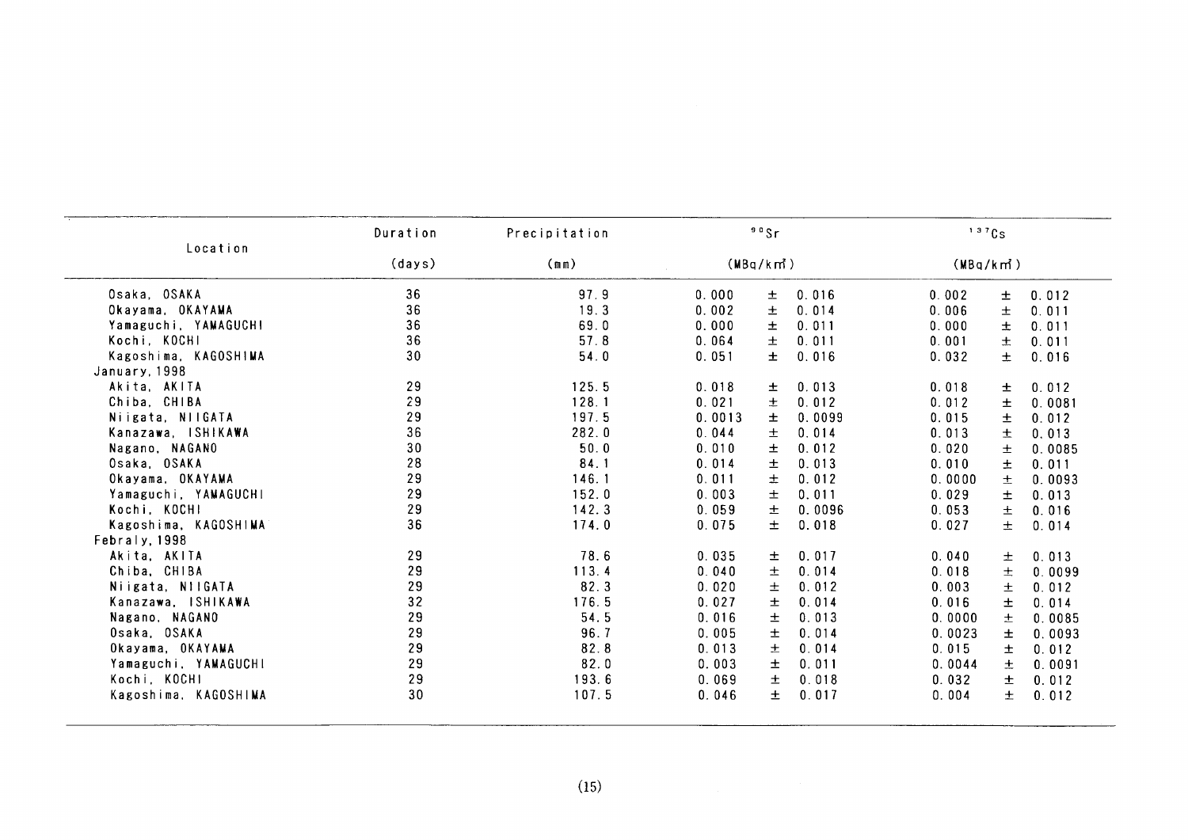| Location | Duration (days) | Precipitation (mm) | $^{90}Sr$ (MBq/km²) | $^{137}Cs$ (MBq/km²) |
|---|---|---|---|---|
| Osaka, OSAKA | 36 | 97.9 | 0.000 ± 0.016 | 0.002 ± 0.012 |
| Okayama, OKAYAMA | 36 | 19.3 | 0.002 ± 0.014 | 0.006 ± 0.011 |
| Yamaguchi, YAMAGUCHI | 36 | 69.0 | 0.000 ± 0.011 | 0.000 ± 0.011 |
| Kochi, KOCHI | 36 | 57.8 | 0.064 ± 0.011 | 0.001 ± 0.011 |
| Kagoshima, KAGOSHIMA | 30 | 54.0 | 0.051 ± 0.016 | 0.032 ± 0.016 |
| January, 1998 | | | | |
| Akita, AKITA | 29 | 125.5 | 0.018 ± 0.013 | 0.018 ± 0.012 |
| Chiba, CHIBA | 29 | 128.1 | 0.021 ± 0.012 | 0.012 ± 0.0081 |
| Niigata, NIIGATA | 29 | 197.5 | 0.0013 ± 0.0099 | 0.015 ± 0.012 |
| Kanazawa, ISHIKAWA | 36 | 282.0 | 0.044 ± 0.014 | 0.013 ± 0.013 |
| Nagano, NAGANO | 30 | 50.0 | 0.010 ± 0.012 | 0.020 ± 0.0085 |
| Osaka, OSAKA | 28 | 84.1 | 0.014 ± 0.013 | 0.010 ± 0.011 |
| Okayama, OKAYAMA | 29 | 146.1 | 0.011 ± 0.012 | 0.0000 ± 0.0093 |
| Yamaguchi, YAMAGUCHI | 29 | 152.0 | 0.003 ± 0.011 | 0.029 ± 0.013 |
| Kochi, KOCHI | 29 | 142.3 | 0.059 ± 0.0096 | 0.053 ± 0.016 |
| Kagoshima, KAGOSHIMA | 36 | 174.0 | 0.075 ± 0.018 | 0.027 ± 0.014 |
| Febraly, 1998 | | | | |
| Akita, AKITA | 29 | 78.6 | 0.035 ± 0.017 | 0.040 ± 0.013 |
| Chiba, CHIBA | 29 | 113.4 | 0.040 ± 0.014 | 0.018 ± 0.0099 |
| Niigata, NIIGATA | 29 | 82.3 | 0.020 ± 0.012 | 0.003 ± 0.012 |
| Kanazawa, ISHIKAWA | 32 | 176.5 | 0.027 ± 0.014 | 0.016 ± 0.014 |
| Nagano, NAGANO | 29 | 54.5 | 0.016 ± 0.013 | 0.0000 ± 0.0085 |
| Osaka, OSAKA | 29 | 96.7 | 0.005 ± 0.014 | 0.0023 ± 0.0093 |
| Okayama, OKAYAMA | 29 | 82.8 | 0.013 ± 0.014 | 0.015 ± 0.012 |
| Yamaguchi, YAMAGUCHI | 29 | 82.0 | 0.003 ± 0.011 | 0.0044 ± 0.0091 |
| Kochi, KOCHI | 29 | 193.6 | 0.069 ± 0.018 | 0.032 ± 0.012 |
| Kagoshima, KAGOSHIMA | 30 | 107.5 | 0.046 ± 0.017 | 0.004 ± 0.012 |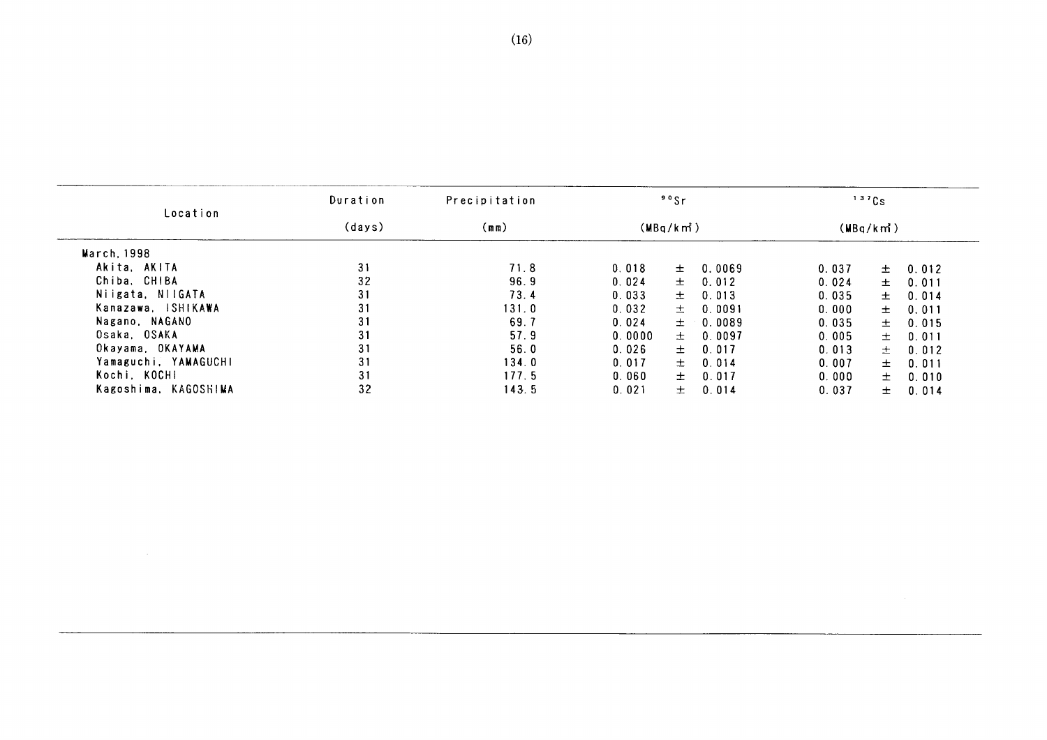| Location | Duration (days) | Precipitation (mm) | $^{90}Sr$ (MBq/km²) | $^{137}Cs$ (MBq/km²) |
|---|---|---|---|---|
| March, 1998 | | | | |
| Akita, AKITA | 31 | 71.8 | 0.018 ± 0.0069 | 0.037 ± 0.012 |
| Chiba, CHIBA | 32 | 96.9 | 0.024 ± 0.012 | 0.024 ± 0.011 |
| Niigata, NIIGATA | 31 | 73.4 | 0.033 ± 0.013 | 0.035 ± 0.014 |
| Kanazawa, ISHIKAWA | 31 | 131.0 | 0.032 ± 0.0091 | 0.000 ± 0.011 |
| Nagano, NAGANO | 31 | 69.7 | 0.024 ± 0.0089 | 0.035 ± 0.015 |
| Osaka, OSAKA | 31 | 57.9 | 0.0000 ± 0.0097 | 0.005 ± 0.011 |
| Okayama, OKAYAMA | 31 | 56.0 | 0.026 ± 0.017 | 0.013 ± 0.012 |
| Yamaguchi, YAMAGUCHI | 31 | 134.0 | 0.017 ± 0.014 | 0.007 ± 0.011 |
| Kochi, KOCHI | 31 | 177.5 | 0.060 ± 0.017 | 0.000 ± 0.010 |
| Kagoshima, KAGOSHIMA | 32 | 143.5 | 0.021 ± 0.014 | 0.037 ± 0.014 |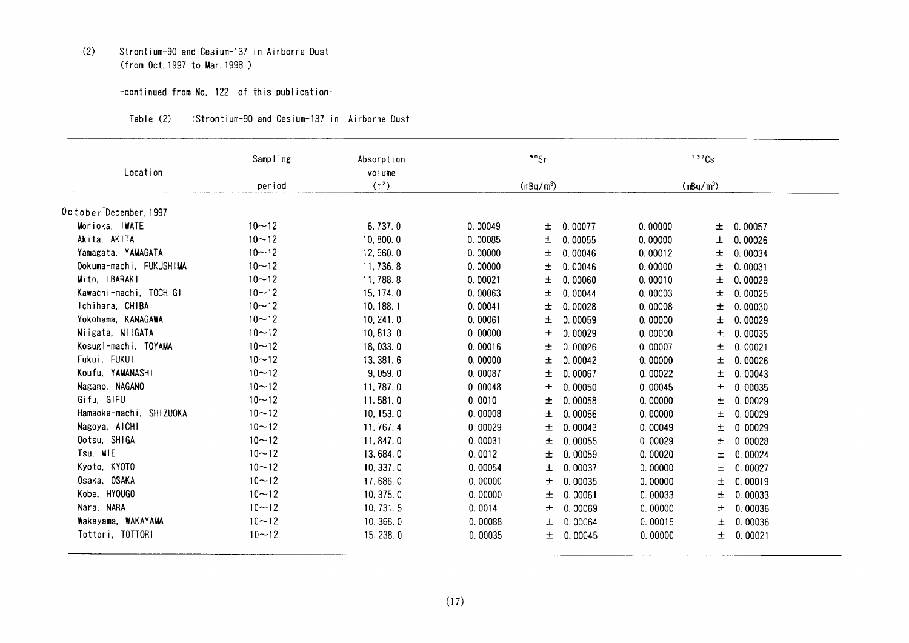(2) Strontium-90 and Cesium-137 in Airborne Dust
(from Oct.1997 to Mar.1998 )

-continued from No. 122 of this publication-

Table (2) :Strontium-90 and Cesium-137 in Airborne Dust

| Location | Sampling period | Absorption volume ($m^3$) | $^{90}Sr$ ($mBq/m^3$) | | $^{137}Cs$ ($mBq/m^3$) | |
|---|---|---|---|---|---|---|
| October-December, 1997 | | | | | | |
| Morioka, IWATE | 10〜12 | 6,737.0 | 0.00049 | ± 0.00077 | 0.00000 | ± 0.00057 |
| Akita, AKITA | 10〜12 | 10,800.0 | 0.00085 | ± 0.00055 | 0.00000 | ± 0.00026 |
| Yamagata, YAMAGATA | 10〜12 | 12,960.0 | 0.00000 | ± 0.00046 | 0.00012 | ± 0.00034 |
| Ookuma-machi, FUKUSHIMA | 10〜12 | 11,736.8 | 0.00000 | ± 0.00046 | 0.00000 | ± 0.00031 |
| Mito, IBARAKI | 10〜12 | 11,788.8 | 0.00021 | ± 0.00060 | 0.00010 | ± 0.00029 |
| Kawachi-machi, TOCHIGI | 10〜12 | 15,174.0 | 0.00063 | ± 0.00044 | 0.00003 | ± 0.00025 |
| Ichihara, CHIBA | 10〜12 | 10,188.1 | 0.00041 | ± 0.00028 | 0.00008 | ± 0.00030 |
| Yokohama, KANAGAWA | 10〜12 | 10,241.0 | 0.00061 | ± 0.00059 | 0.00000 | ± 0.00029 |
| Niigata, NIIGATA | 10〜12 | 10,813.0 | 0.00000 | ± 0.00029 | 0.00000 | ± 0.00035 |
| Kosugi-machi, TOYAMA | 10〜12 | 18,033.0 | 0.00016 | ± 0.00026 | 0.00007 | ± 0.00021 |
| Fukui, FUKUI | 10〜12 | 13,381.6 | 0.00000 | ± 0.00042 | 0.00000 | ± 0.00026 |
| Koufu, YAMANASHI | 10〜12 | 9,059.0 | 0.00087 | ± 0.00067 | 0.00022 | ± 0.00043 |
| Nagano, NAGANO | 10〜12 | 11,787.0 | 0.00048 | ± 0.00050 | 0.00045 | ± 0.00035 |
| Gifu, GIFU | 10〜12 | 11,581.0 | 0.0010 | ± 0.00058 | 0.00000 | ± 0.00029 |
| Hamaoka-machi, SHIZUOKA | 10〜12 | 10,153.0 | 0.00008 | ± 0.00066 | 0.00000 | ± 0.00029 |
| Nagoya, AICHI | 10〜12 | 11,767.4 | 0.00029 | ± 0.00043 | 0.00049 | ± 0.00029 |
| Ootsu, SHIGA | 10〜12 | 11,847.0 | 0.00031 | ± 0.00055 | 0.00029 | ± 0.00028 |
| Tsu, MIE | 10〜12 | 13,684.0 | 0.0012 | ± 0.00059 | 0.00020 | ± 0.00024 |
| Kyoto, KYOTO | 10〜12 | 10,337.0 | 0.00054 | ± 0.00037 | 0.00000 | ± 0.00027 |
| Osaka, OSAKA | 10〜12 | 17,686.0 | 0.00000 | ± 0.00035 | 0.00000 | ± 0.00019 |
| Kobe, HYOUGO | 10〜12 | 10,375.0 | 0.00000 | ± 0.00061 | 0.00033 | ± 0.00033 |
| Nara, NARA | 10〜12 | 10,731.5 | 0.0014 | ± 0.00069 | 0.00000 | ± 0.00036 |
| Wakayama, WAKAYAMA | 10〜12 | 10,368.0 | 0.00088 | ± 0.00064 | 0.00015 | ± 0.00036 |
| Tottori, TOTTORI | 10〜12 | 15,238.0 | 0.00035 | ± 0.00045 | 0.00000 | ± 0.00021 |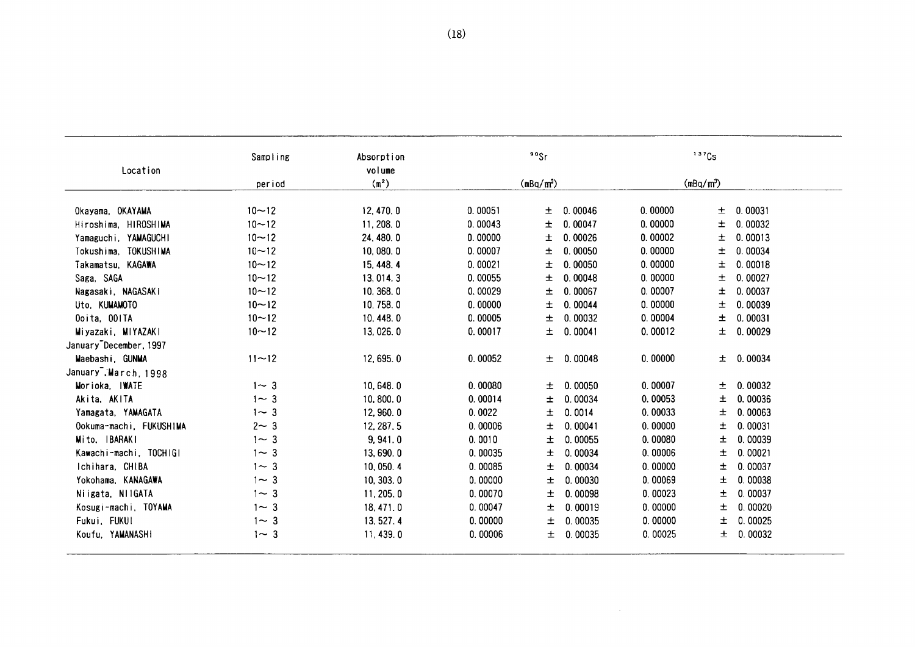| Location | Sampling period | Absorption volume ($m^3$) | $^{90}Sr$ (mBq/$m^3$) | | $^{137}Cs$ (mBq/$m^3$) | |
|---|---|---|---|---|---|---|
| Okayama, OKAYAMA | 10～12 | 12,470.0 | 0.00051 | ± 0.00046 | 0.00000 | ± 0.00031 |
| Hiroshima, HIROSHIMA | 10～12 | 11,208.0 | 0.00043 | ± 0.00047 | 0.00000 | ± 0.00032 |
| Yamaguchi, YAMAGUCHI | 10～12 | 24,480.0 | 0.00000 | ± 0.00026 | 0.00002 | ± 0.00013 |
| Tokushima, TOKUSHIMA | 10～12 | 10,080.0 | 0.00007 | ± 0.00050 | 0.00000 | ± 0.00034 |
| Takamatsu, KAGAWA | 10～12 | 15,448.4 | 0.00021 | ± 0.00050 | 0.00000 | ± 0.00018 |
| Saga, SAGA | 10～12 | 13,014.3 | 0.00055 | ± 0.00048 | 0.00000 | ± 0.00027 |
| Nagasaki, NAGASAKI | 10～12 | 10,368.0 | 0.00029 | ± 0.00067 | 0.00007 | ± 0.00037 |
| Uto, KUMAMOTO | 10～12 | 10,758.0 | 0.00000 | ± 0.00044 | 0.00000 | ± 0.00039 |
| Ooita, OOITA | 10～12 | 10,448.0 | 0.00005 | ± 0.00032 | 0.00004 | ± 0.00031 |
| Miyazaki, MIYAZAKI | 10～12 | 13,026.0 | 0.00017 | ± 0.00041 | 0.00012 | ± 0.00029 |
| January~December, 1997 | | | | | | |
| Maebashi, GUNMA | 11～12 | 12,695.0 | 0.00052 | ± 0.00048 | 0.00000 | ± 0.00034 |
| January~March, 1998 | | | | | | |
| Morioka, IWATE | 1～3 | 10,648.0 | 0.00080 | ± 0.00050 | 0.00007 | ± 0.00032 |
| Akita, AKITA | 1～3 | 10,800.0 | 0.00014 | ± 0.00034 | 0.00053 | ± 0.00036 |
| Yamagata, YAMAGATA | 1～3 | 12,960.0 | 0.0022 | ± 0.0014 | 0.00033 | ± 0.00063 |
| Ookuma-machi, FUKUSHIMA | 2～3 | 12,287.5 | 0.00006 | ± 0.00041 | 0.00000 | ± 0.00031 |
| Mito, IBARAKI | 1～3 | 9,941.0 | 0.0010 | ± 0.00055 | 0.00080 | ± 0.00039 |
| Kawachi-machi, TOCHIGI | 1～3 | 13,690.0 | 0.00035 | ± 0.00034 | 0.00006 | ± 0.00021 |
| Ichihara, CHIBA | 1～3 | 10,050.4 | 0.00085 | ± 0.00034 | 0.00000 | ± 0.00037 |
| Yokohama, KANAGAWA | 1～3 | 10,303.0 | 0.00000 | ± 0.00030 | 0.00069 | ± 0.00038 |
| Niigata, NIIGATA | 1～3 | 11,205.0 | 0.00070 | ± 0.00098 | 0.00023 | ± 0.00037 |
| Kosugi-machi, TOYAMA | 1～3 | 18,471.0 | 0.00047 | ± 0.00019 | 0.00000 | ± 0.00020 |
| Fukui, FUKUI | 1～3 | 13,527.4 | 0.00000 | ± 0.00035 | 0.00000 | ± 0.00025 |
| Koufu, YAMANASHI | 1～3 | 11,439.0 | 0.00006 | ± 0.00035 | 0.00025 | ± 0.00032 |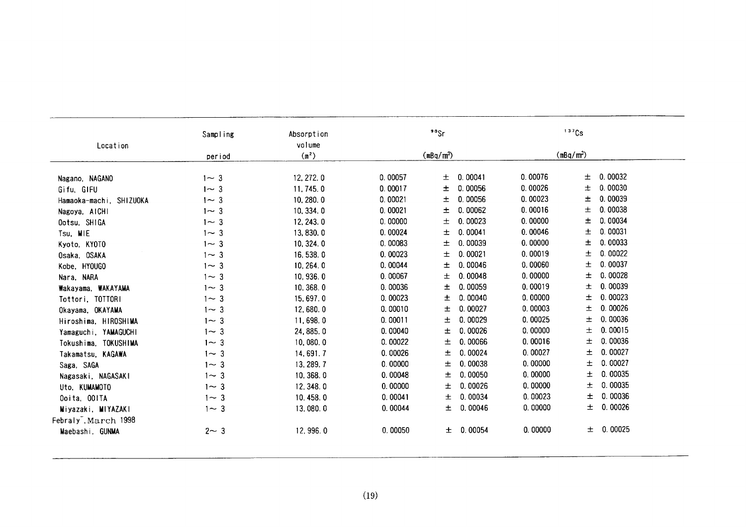| Location | Sampling period | Absorption volume ($m^3$) | $^{90}Sr$ ($mBq/m^3$) | $^{137}Cs$ ($mBq/m^3$) |
|---|---|---|---|---|
| Nagano, NAGANO | 1～3 | 12,272.0 | 0.00057 ± 0.00041 | 0.00076 ± 0.00032 |
| Gifu, GIFU | 1～3 | 11,745.0 | 0.00017 ± 0.00056 | 0.00026 ± 0.00030 |
| Hamaoka-machi, SHIZUOKA | 1～3 | 10,280.0 | 0.00021 ± 0.00056 | 0.00023 ± 0.00039 |
| Nagoya, AICHI | 1～3 | 10,334.0 | 0.00021 ± 0.00062 | 0.00016 ± 0.00038 |
| Ootsu, SHIGA | 1～3 | 12,243.0 | 0.00000 ± 0.00023 | 0.00000 ± 0.00034 |
| Tsu, MIE | 1～3 | 13,830.0 | 0.00024 ± 0.00041 | 0.00046 ± 0.00031 |
| Kyoto, KYOTO | 1～3 | 10,324.0 | 0.00083 ± 0.00039 | 0.00000 ± 0.00033 |
| Osaka, OSAKA | 1～3 | 16,538.0 | 0.00023 ± 0.00021 | 0.00019 ± 0.00022 |
| Kobe, HYOUGO | 1～3 | 10,264.0 | 0.00044 ± 0.00046 | 0.00060 ± 0.00037 |
| Nara, NARA | 1～3 | 10,936.0 | 0.00067 ± 0.00048 | 0.00000 ± 0.00028 |
| Wakayama, WAKAYAMA | 1～3 | 10,368.0 | 0.00036 ± 0.00059 | 0.00019 ± 0.00039 |
| Tottori, TOTTORI | 1～3 | 15,697.0 | 0.00023 ± 0.00040 | 0.00000 ± 0.00023 |
| Okayama, OKAYAMA | 1～3 | 12,680.0 | 0.00010 ± 0.00027 | 0.00003 ± 0.00026 |
| Hiroshima, HIROSHIMA | 1～3 | 11,698.0 | 0.00011 ± 0.00029 | 0.00025 ± 0.00036 |
| Yamaguchi, YAMAGUCHI | 1～3 | 24,885.0 | 0.00040 ± 0.00026 | 0.00000 ± 0.00015 |
| Tokushima, TOKUSHIMA | 1～3 | 10,080.0 | 0.00022 ± 0.00066 | 0.00016 ± 0.00036 |
| Takamatsu, KAGAWA | 1～3 | 14,691.7 | 0.00026 ± 0.00024 | 0.00027 ± 0.00027 |
| Saga, SAGA | 1～3 | 13,289.7 | 0.00000 ± 0.00038 | 0.00000 ± 0.00027 |
| Nagasaki, NAGASAKI | 1～3 | 10,368.0 | 0.00048 ± 0.00050 | 0.00000 ± 0.00035 |
| Uto, KUMAMOTO | 1～3 | 12,348.0 | 0.00000 ± 0.00026 | 0.00000 ± 0.00035 |
| Ooita, OOITA | 1～3 | 10,458.0 | 0.00041 ± 0.00034 | 0.00023 ± 0.00036 |
| Miyazaki, MIYAZAKI | 1～3 | 13,080.0 | 0.00044 ± 0.00046 | 0.00000 ± 0.00026 |
| Febraly¯,March 1998 | | | | |
| Maebashi, GUNMA | 2～3 | 12,996.0 | 0.00050 ± 0.00054 | 0.00000 ± 0.00025 |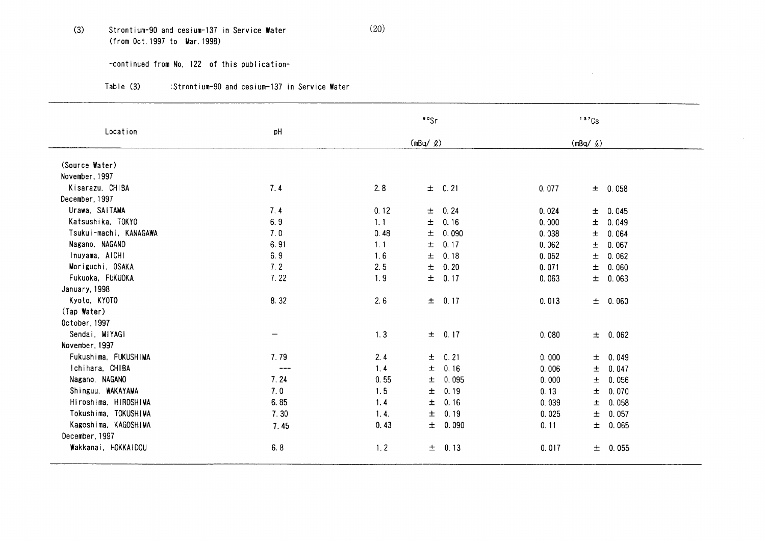(3) Strontium-90 and cesium-137 in Service Water (from Oct.1997 to Mar.1998)

-continued from No. 122 of this publication-

Table (3) :Strontium-90 and cesium-137 in Service Water

| Location | pH | $^{90}Sr$ (mBq/ℓ) | | $^{137}Cs$ (mBq/ℓ) | |
|---|---|---|---|---|---|
| (Source Water) | | | | | |
| November, 1997 | | | | | |
| Kisarazu, CHIBA | 7.4 | 2.8 | ± 0.21 | 0.077 | ± 0.058 |
| December, 1997 | | | | | |
| Urawa, SAITAMA | 7.4 | 0.12 | ± 0.24 | 0.024 | ± 0.045 |
| Katsushika, TOKYO | 6.9 | 1.1 | ± 0.16 | 0.000 | ± 0.049 |
| Tsukui-machi, KANAGAWA | 7.0 | 0.48 | ± 0.090 | 0.038 | ± 0.064 |
| Nagano, NAGANO | 6.91 | 1.1 | ± 0.17 | 0.062 | ± 0.067 |
| Inuyama, AICHI | 6.9 | 1.6 | ± 0.18 | 0.052 | ± 0.062 |
| Moriguchi, OSAKA | 7.2 | 2.5 | ± 0.20 | 0.071 | ± 0.060 |
| Fukuoka, FUKUOKA | 7.22 | 1.9 | ± 0.17 | 0.063 | ± 0.063 |
| January, 1998 | | | | | |
| Kyoto, KYOTO | 8.32 | 2.6 | ± 0.17 | 0.013 | ± 0.060 |
| (Tap Water) | | | | | |
| October, 1997 | | | | | |
| Sendai, MIYAGI | — | 1.3 | ± 0.17 | 0.080 | ± 0.062 |
| November, 1997 | | | | | |
| Fukushima, FUKUSHIMA | 7.79 | 2.4 | ± 0.21 | 0.000 | ± 0.049 |
| Ichihara, CHIBA | --- | 1.4 | ± 0.16 | 0.006 | ± 0.047 |
| Nagano, NAGANO | 7.24 | 0.55 | ± 0.095 | 0.000 | ± 0.056 |
| Shinguu, WAKAYAMA | 7.0 | 1.5 | ± 0.19 | 0.13 | ± 0.070 |
| Hiroshima, HIROSHIMA | 6.85 | 1.4 | ± 0.16 | 0.039 | ± 0.058 |
| Tokushima, TOKUSHIMA | 7.30 | 1.4. | ± 0.19 | 0.025 | ± 0.057 |
| Kagoshima, KAGOSHIMA | 7.45 | 0.43 | ± 0.090 | 0.11 | ± 0.065 |
| December, 1997 | | | | | |
| Wakkanai, HOKKAIDOU | 6.8 | 1.2 | ± 0.13 | 0.017 | ± 0.055 |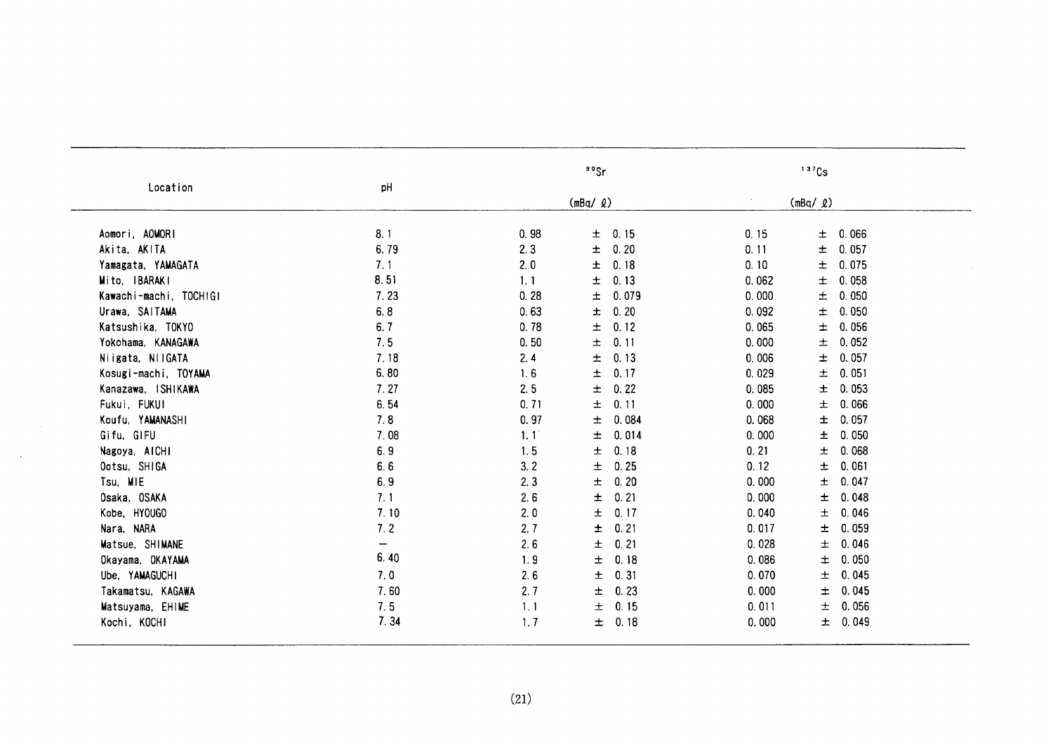| Location | pH | $^{90}Sr$ (mBq/ℓ) | | $^{137}Cs$ (mBq/ℓ) | |
|---|---|---|---|---|---|
| Aomori, AOMORI | 8.1 | 0.98 | ± 0.15 | 0.15 | ± 0.066 |
| Akita, AKITA | 6.79 | 2.3 | ± 0.20 | 0.11 | ± 0.057 |
| Yamagata, YAMAGATA | 7.1 | 2.0 | ± 0.18 | 0.10 | ± 0.075 |
| Mito, IBARAKI | 8.51 | 1.1 | ± 0.13 | 0.062 | ± 0.058 |
| Kawachi-machi, TOCHIGI | 7.23 | 0.28 | ± 0.079 | 0.000 | ± 0.050 |
| Urawa, SAITAMA | 6.8 | 0.63 | ± 0.20 | 0.092 | ± 0.050 |
| Katsushika, TOKYO | 6.7 | 0.78 | ± 0.12 | 0.065 | ± 0.056 |
| Yokohama, KANAGAWA | 7.5 | 0.50 | ± 0.11 | 0.000 | ± 0.052 |
| Niigata, NIIGATA | 7.18 | 2.4 | ± 0.13 | 0.006 | ± 0.057 |
| Kosugi-machi, TOYAMA | 6.80 | 1.6 | ± 0.17 | 0.029 | ± 0.051 |
| Kanazawa, ISHIKAWA | 7.27 | 2.5 | ± 0.22 | 0.085 | ± 0.053 |
| Fukui, FUKUI | 6.54 | 0.71 | ± 0.11 | 0.000 | ± 0.066 |
| Koufu, YAMANASHI | 7.8 | 0.97 | ± 0.084 | 0.068 | ± 0.057 |
| Gifu, GIFU | 7.08 | 1.1 | ± 0.014 | 0.000 | ± 0.050 |
| Nagoya, AICHI | 6.9 | 1.5 | ± 0.18 | 0.21 | ± 0.068 |
| Ootsu, SHIGA | 6.6 | 3.2 | ± 0.25 | 0.12 | ± 0.061 |
| Tsu, MIE | 6.9 | 2.3 | ± 0.20 | 0.000 | ± 0.047 |
| Osaka, OSAKA | 7.1 | 2.6 | ± 0.21 | 0.000 | ± 0.048 |
| Kobe, HYOUGO | 7.10 | 2.0 | ± 0.17 | 0.040 | ± 0.046 |
| Nara, NARA | 7.2 | 2.7 | ± 0.21 | 0.017 | ± 0.059 |
| Matsue, SHIMANE | — | 2.6 | ± 0.21 | 0.028 | ± 0.046 |
| Okayama, OKAYAMA | 6.40 | 1.9 | ± 0.18 | 0.086 | ± 0.050 |
| Ube, YAMAGUCHI | 7.0 | 2.6 | ± 0.31 | 0.070 | ± 0.045 |
| Takamatsu, KAGAWA | 7.60 | 2.7 | ± 0.23 | 0.000 | ± 0.045 |
| Matsuyama, EHIME | 7.5 | 1.1 | ± 0.15 | 0.011 | ± 0.056 |
| Kochi, KOCHI | 7.34 | 1.7 | ± 0.18 | 0.000 | ± 0.049 |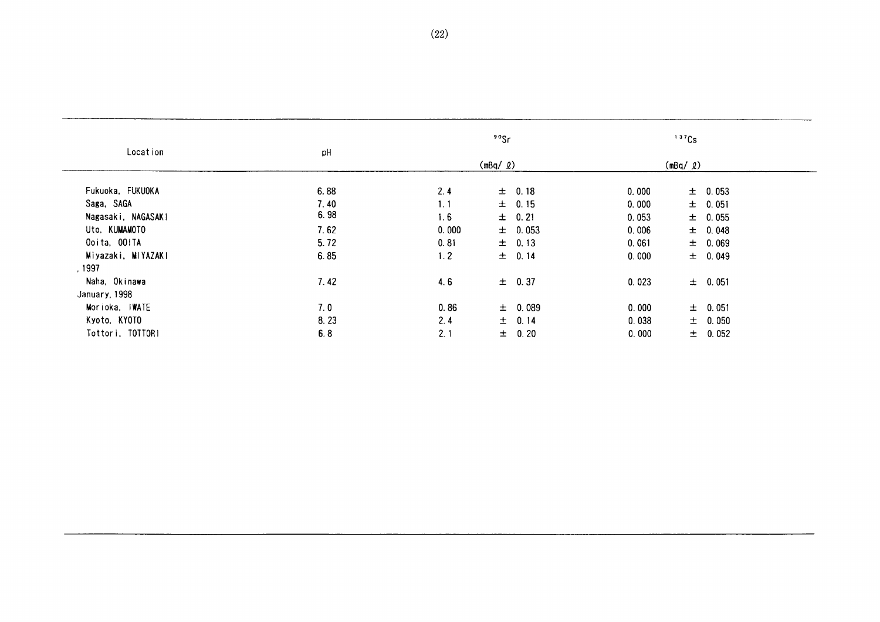| Location | pH | $^{90}Sr$ (mBq/ℓ) | | $^{137}Cs$ (mBq/ℓ) | |
|---|---|---|---|---|---|
| Fukuoka, FUKUOKA | 6.88 | 2.4 | ± 0.18 | 0.000 | ± 0.053 |
| Saga, SAGA | 7.40 | 1.1 | ± 0.15 | 0.000 | ± 0.051 |
| Nagasaki, NAGASAKI | 6.98 | 1.6 | ± 0.21 | 0.053 | ± 0.055 |
| Uto, KUMAMOTO | 7.62 | 0.000 | ± 0.053 | 0.006 | ± 0.048 |
| Ooita, OOITA | 5.72 | 0.81 | ± 0.13 | 0.061 | ± 0.069 |
| Miyazaki, MIYAZAKI | 6.85 | 1.2 | ± 0.14 | 0.000 | ± 0.049 |
| , 1997 | | | | | |
| Naha, Okinawa | 7.42 | 4.6 | ± 0.37 | 0.023 | ± 0.051 |
| January, 1998 | | | | | |
| Morioka, IWATE | 7.0 | 0.86 | ± 0.089 | 0.000 | ± 0.051 |
| Kyoto, KYOTO | 8.23 | 2.4 | ± 0.14 | 0.038 | ± 0.050 |
| Tottori, TOTTORI | 6.8 | 2.1 | ± 0.20 | 0.000 | ± 0.052 |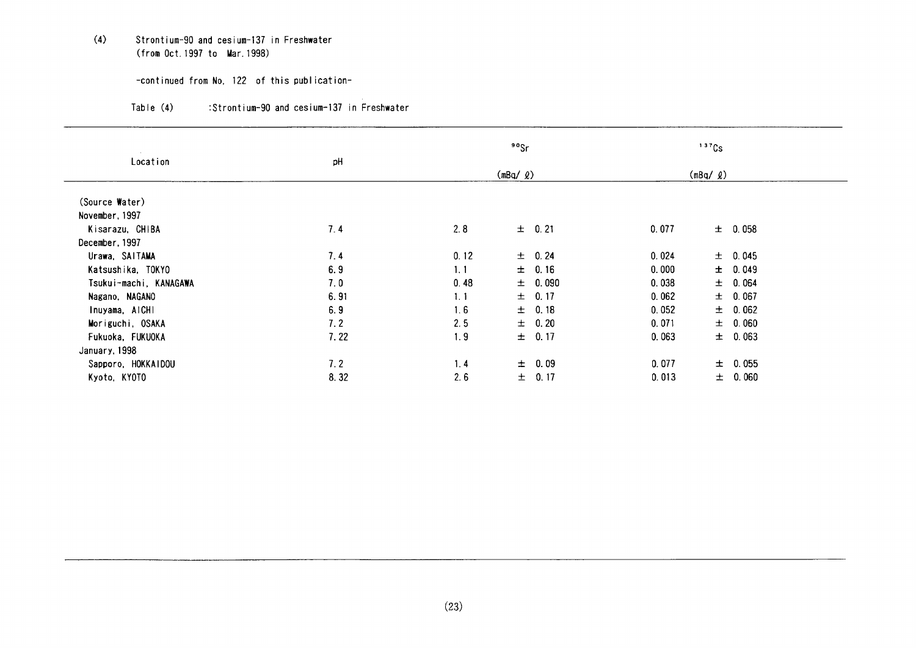(4) Strontium-90 and cesium-137 in Freshwater
(from Oct.1997 to Mar.1998)

-continued from No, 122 of this publication-

Table (4) :Strontium-90 and cesium-137 in Freshwater

| Location | pH | $^{90}Sr$ (mBq/ℓ) | | $^{137}Cs$ (mBq/ℓ) | |
|---|---|---|---|---|---|
| (Source Water) | | | | | |
| November, 1997 | | | | | |
| Kisarazu, CHIBA | 7.4 | 2.8 | ± 0.21 | 0.077 | ± 0.058 |
| December, 1997 | | | | | |
| Urawa, SAITAMA | 7.4 | 0.12 | ± 0.24 | 0.024 | ± 0.045 |
| Katsushika, TOKYO | 6.9 | 1.1 | ± 0.16 | 0.000 | ± 0.049 |
| Tsukui-machi, KANAGAWA | 7.0 | 0.48 | ± 0.090 | 0.038 | ± 0.064 |
| Nagano, NAGANO | 6.91 | 1.1 | ± 0.17 | 0.062 | ± 0.067 |
| Inuyama, AICHI | 6.9 | 1.6 | ± 0.18 | 0.052 | ± 0.062 |
| Moriguchi, OSAKA | 7.2 | 2.5 | ± 0.20 | 0.071 | ± 0.060 |
| Fukuoka, FUKUOKA | 7.22 | 1.9 | ± 0.17 | 0.063 | ± 0.063 |
| January, 1998 | | | | | |
| Sapporo, HOKKAIDOU | 7.2 | 1.4 | ± 0.09 | 0.077 | ± 0.055 |
| Kyoto, KYOTO | 8.32 | 2.6 | ± 0.17 | 0.013 | ± 0.060 |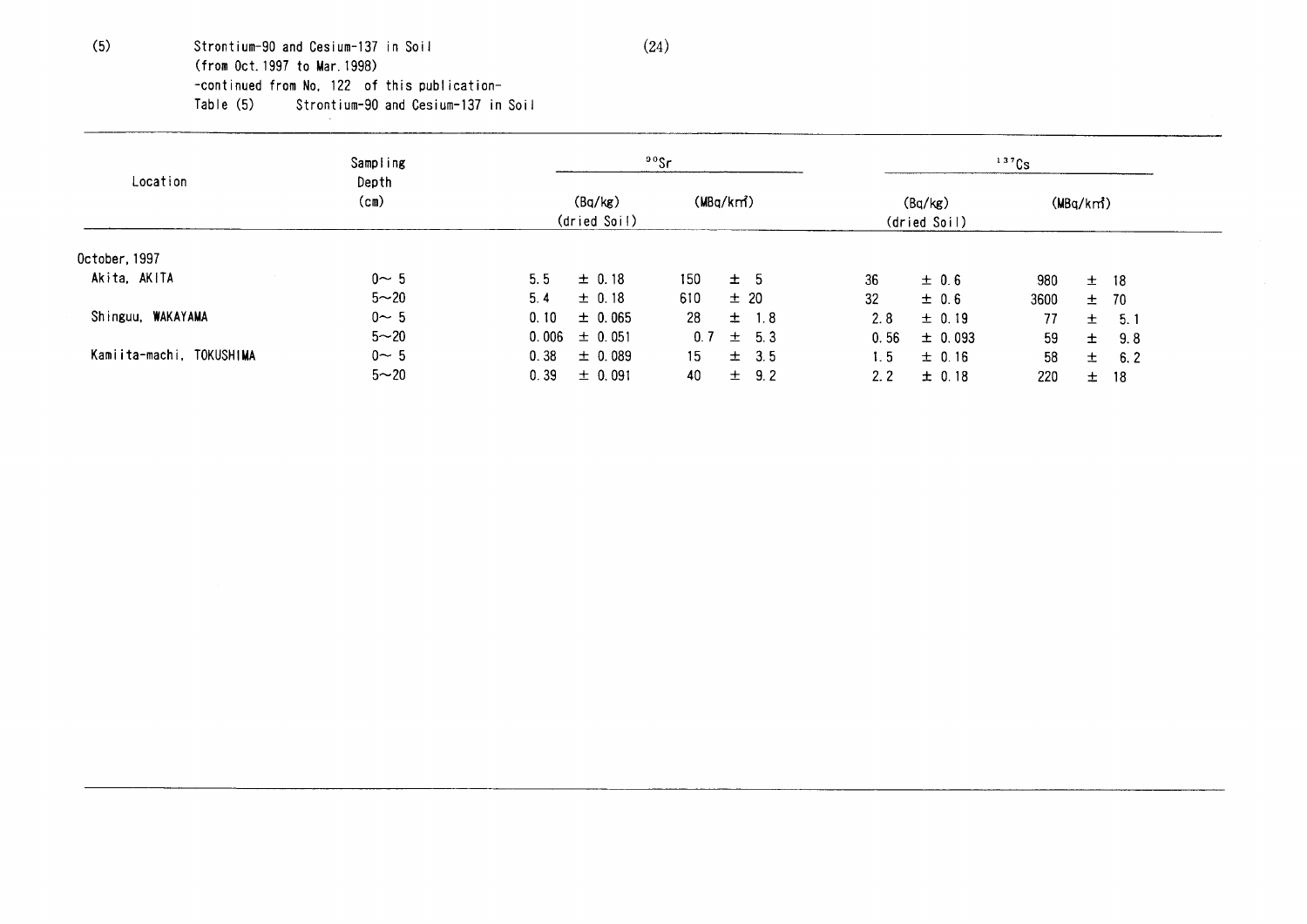(5) Strontium-90 and Cesium-137 in Soil
(from Oct. 1997 to Mar. 1998)
-continued from No. 122 of this publication-

Table (5) Strontium-90 and Cesium-137 in Soil

| Location | Sampling Depth (cm) | $^{90}Sr$ | | $^{137}Cs$ | |
|---|---|---|---|---|---|
| | | (Bq/kg) (dried Soil) | (MBq/km²) | (Bq/kg) (dried Soil) | (MBq/km²) |
| October, 1997 | | | | | |
| Akita, AKITA | 0～5 | 5.5 ± 0.18 | 150 ± 5 | 36 ± 0.6 | 980 ± 18 |
| | 5～20 | 5.4 ± 0.18 | 610 ± 20 | 32 ± 0.6 | 3600 ± 70 |
| Shinguu, WAKAYAMA | 0～5 | 0.10 ± 0.065 | 28 ± 1.8 | 2.8 ± 0.19 | 77 ± 5.1 |
| | 5～20 | 0.006 ± 0.051 | 0.7 ± 5.3 | 0.56 ± 0.093 | 59 ± 9.8 |
| Kamiita-machi, TOKUSHIMA | 0～5 | 0.38 ± 0.089 | 15 ± 3.5 | 1.5 ± 0.16 | 58 ± 6.2 |
| | 5～20 | 0.39 ± 0.091 | 40 ± 9.2 | 2.2 ± 0.18 | 220 ± 18 |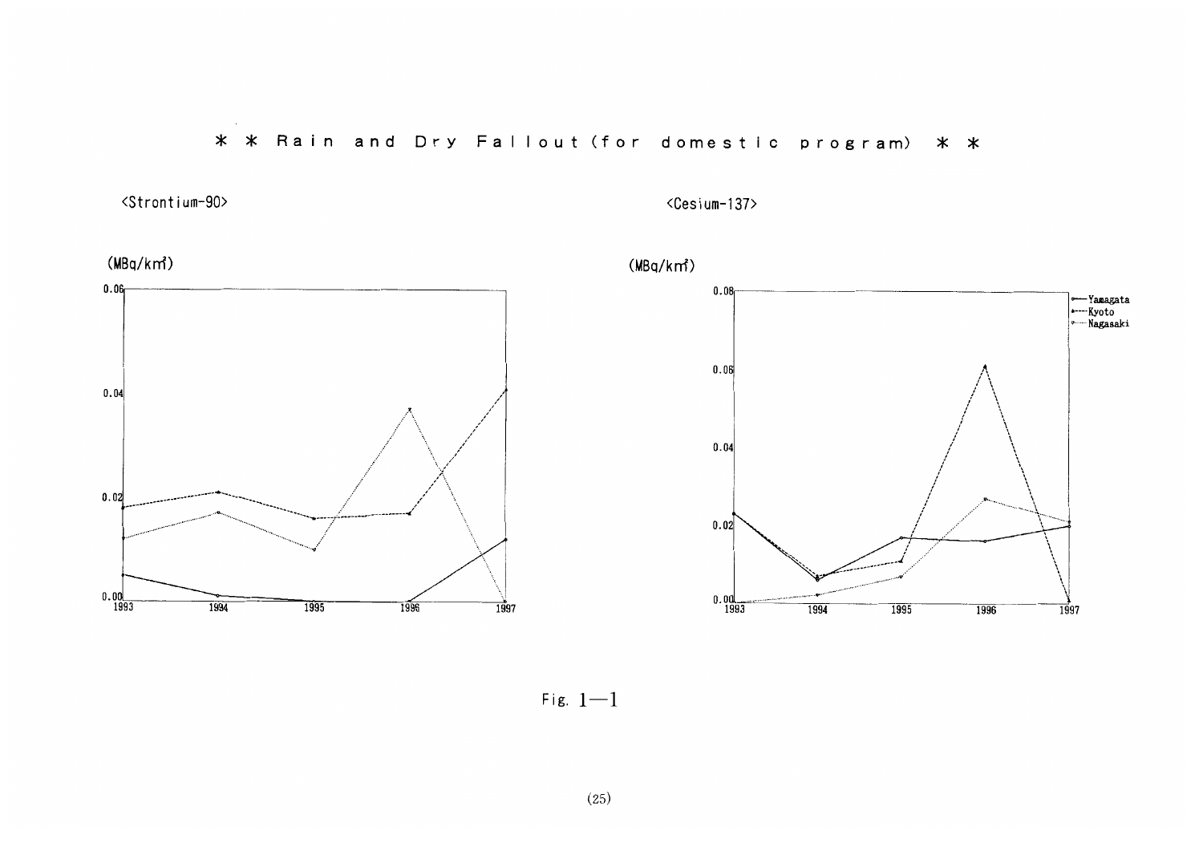# * * Rain and Dry Fallout (for domestic program) * *

<Strontium-90>

(MBq/km²)

0.06
0.04
0.02
0.00

1993 1994 1995 1996 1997

<Cesium-137>

(MBq/km²)

0.08
0.06
0.04
0.02
0.00

1993 1994 1995 1996 1997

Yamagata
Kyoto
Nagasaki

Fig. 1—1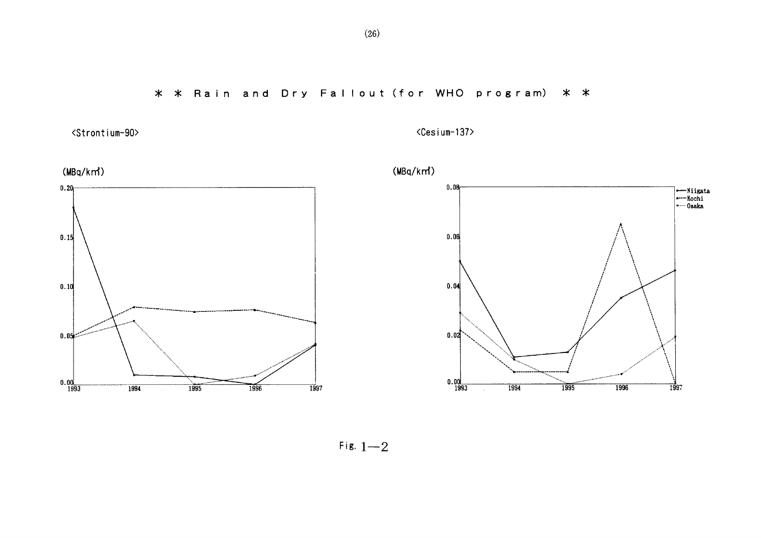# ＊ ＊ Rain and Dry Fallout (for WHO program) ＊ ＊

<Strontium-90>

(MBq/km²)

<Cesium-137>

(MBq/km²)

Niigata
Kochi
Osaka

Fig. 1—2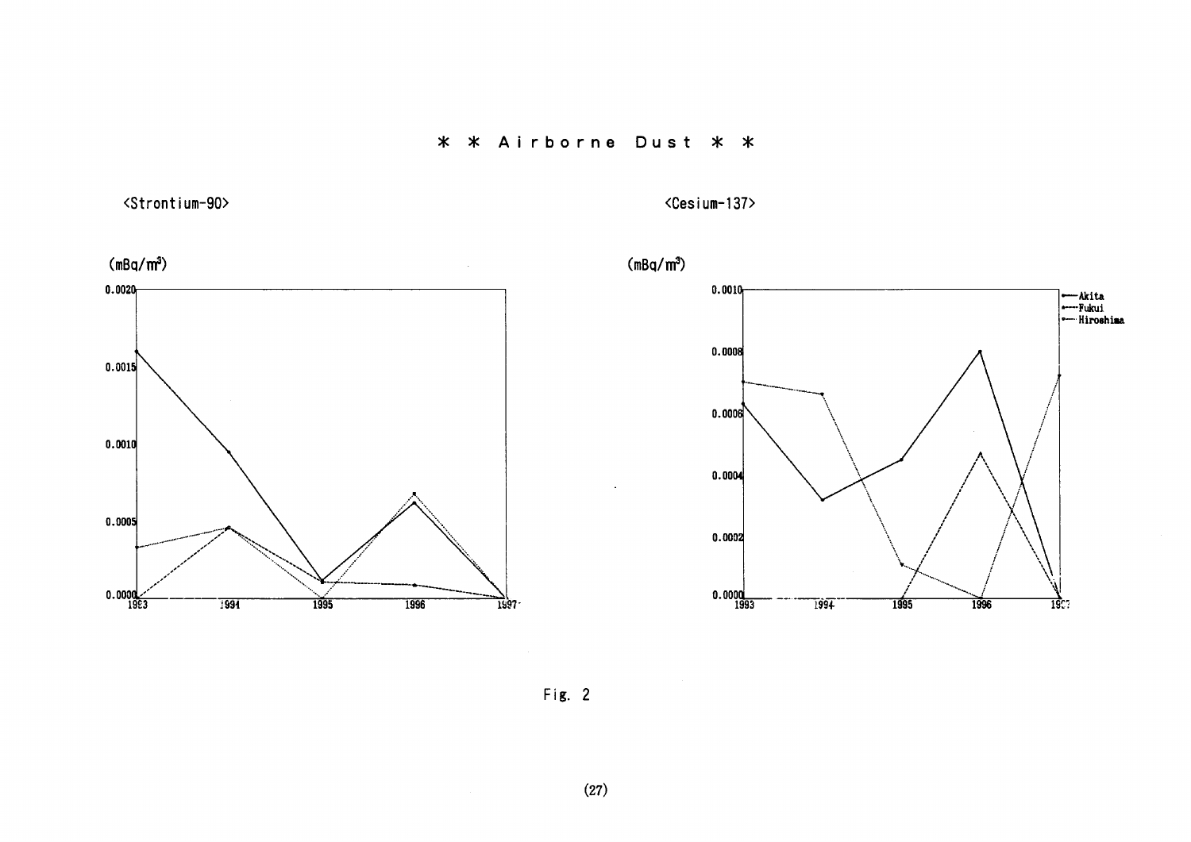**＊ ＊ Airborne Dust ＊ ＊**

<Strontium-90>

<Cesium-137>

Fig. 2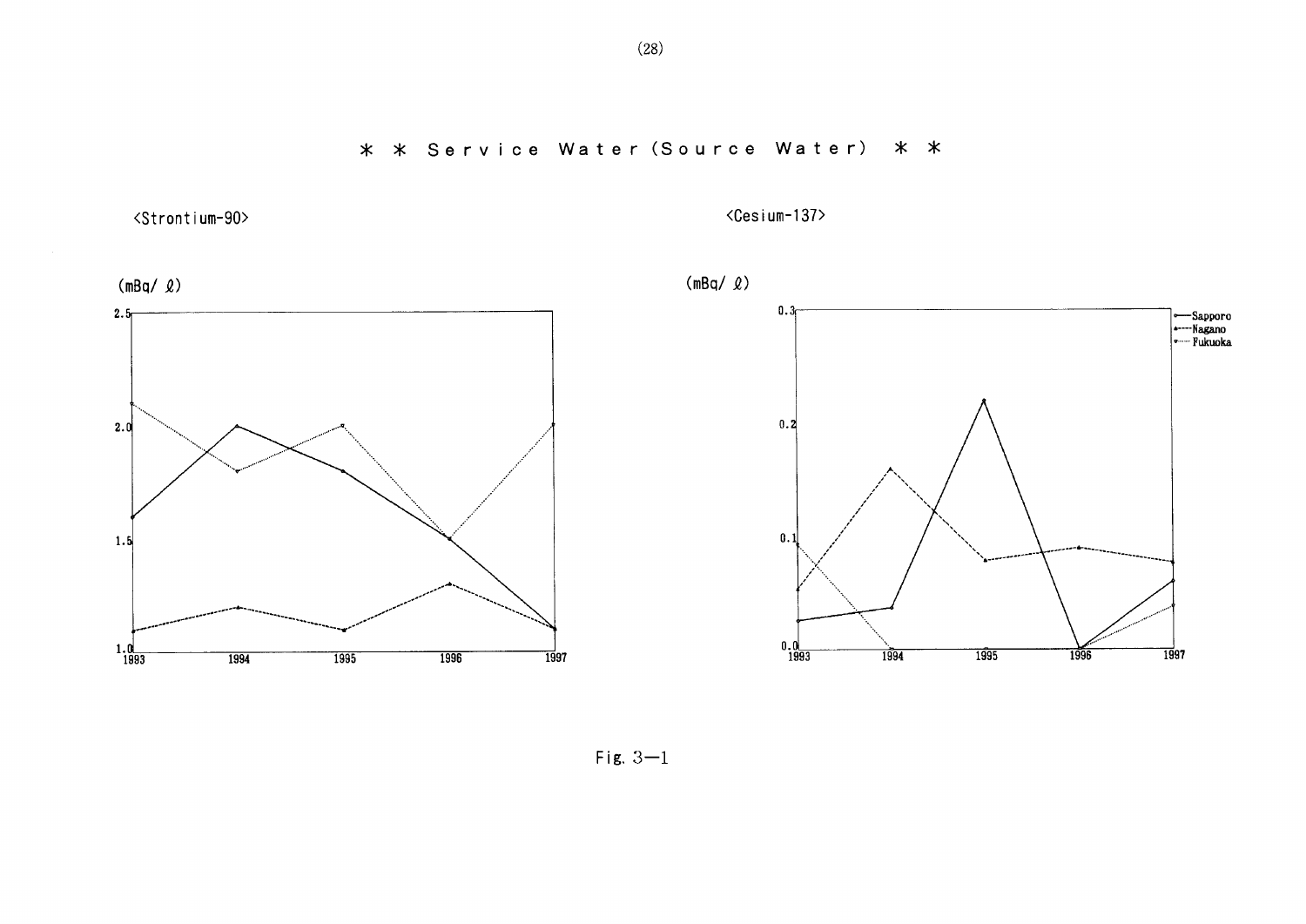# * * Service Water (Source Water) * *

<Strontium-90>

(mBq/ ℓ)

<Cesium-137>

(mBq/ ℓ)

Sapporo
Nagano
Fukuoka

Fig. 3—1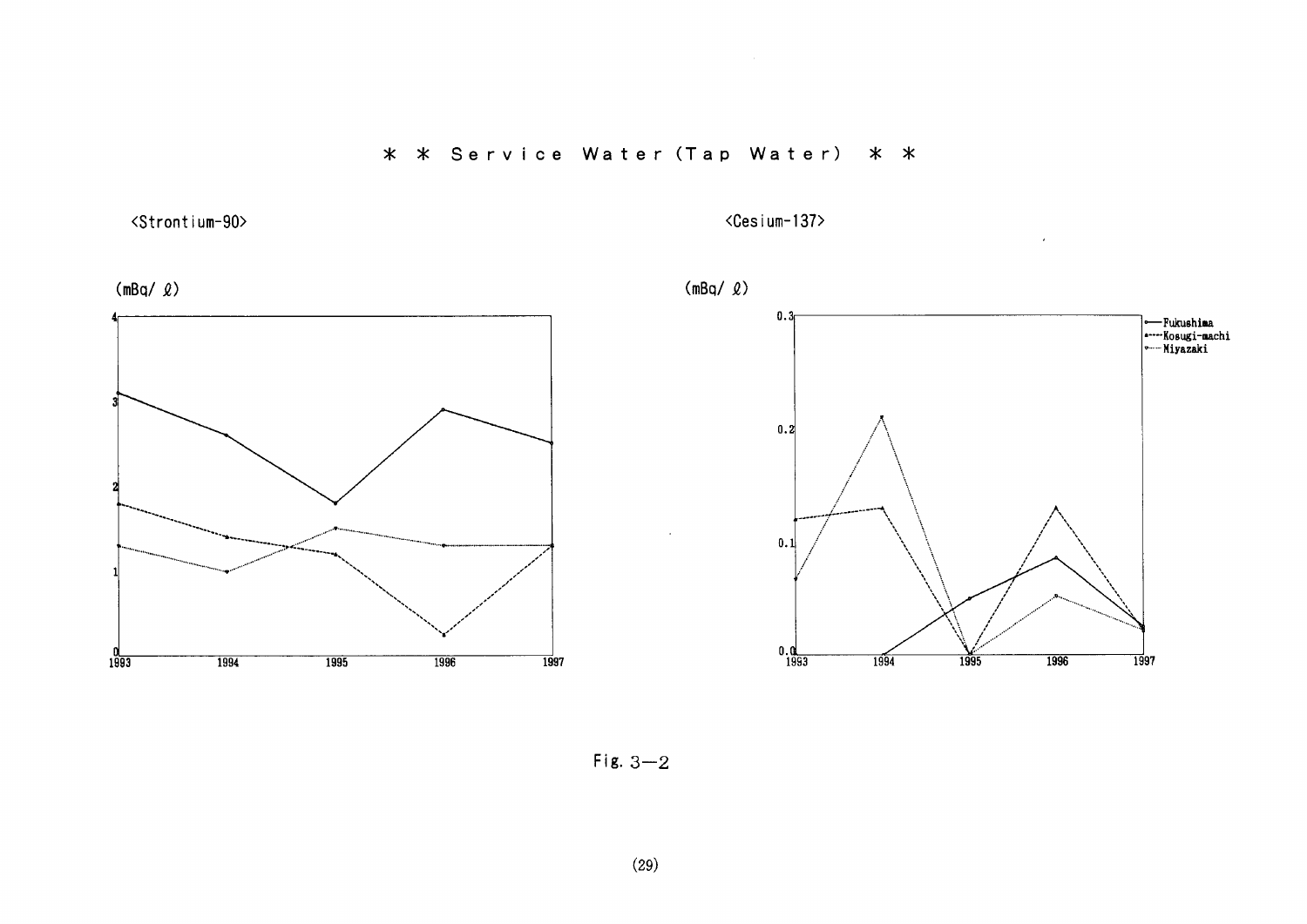# ＊ ＊ Service Water (Tap Water) ＊ ＊

<Strontium-90>

(mBq/ ℓ)

<Cesium-137>

(mBq/ ℓ)

Fukushima
Kosugi-machi
Miyazaki

Fig. 3—2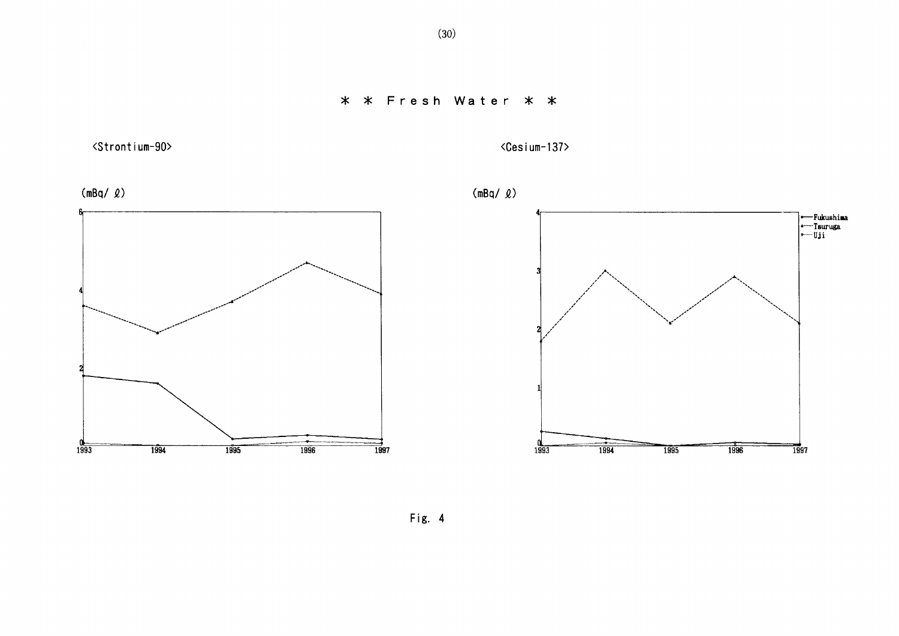# * * Fresh Water * *

<Strontium-90>

(mBq/ ℓ)

6
4
2
0

1993 1994 1995 1996 1997

<Cesium-137>

(mBq/ ℓ)

4
3
2
1
0

1993 1994 1995 1996 1997

- Fukushima
- Tsuruga
- Uji

Fig. 4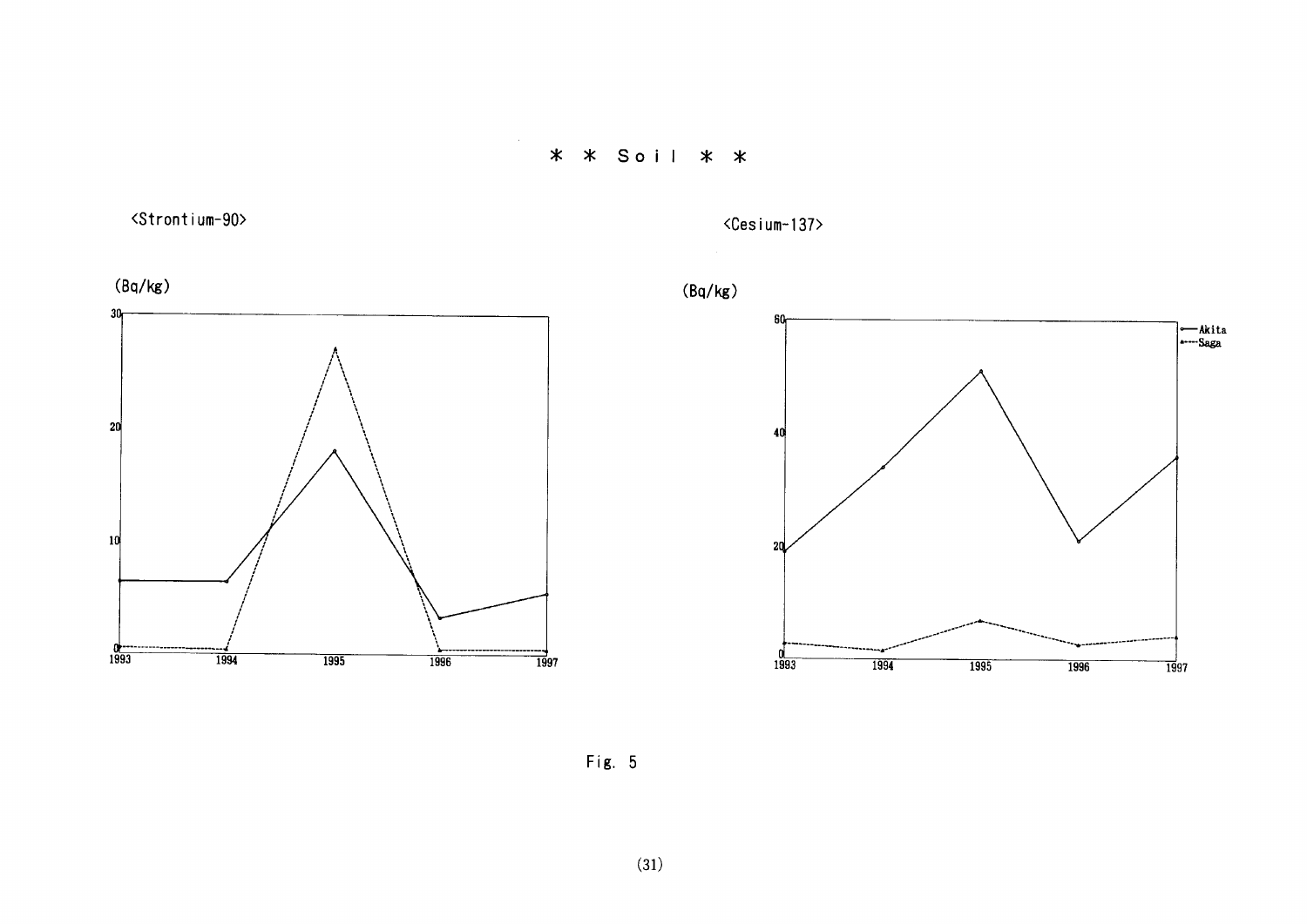\* \* Soil \* \*

<Strontium-90>

(Bq/kg)

<Cesium-137>

(Bq/kg)

Akita

Saga

Fig. 5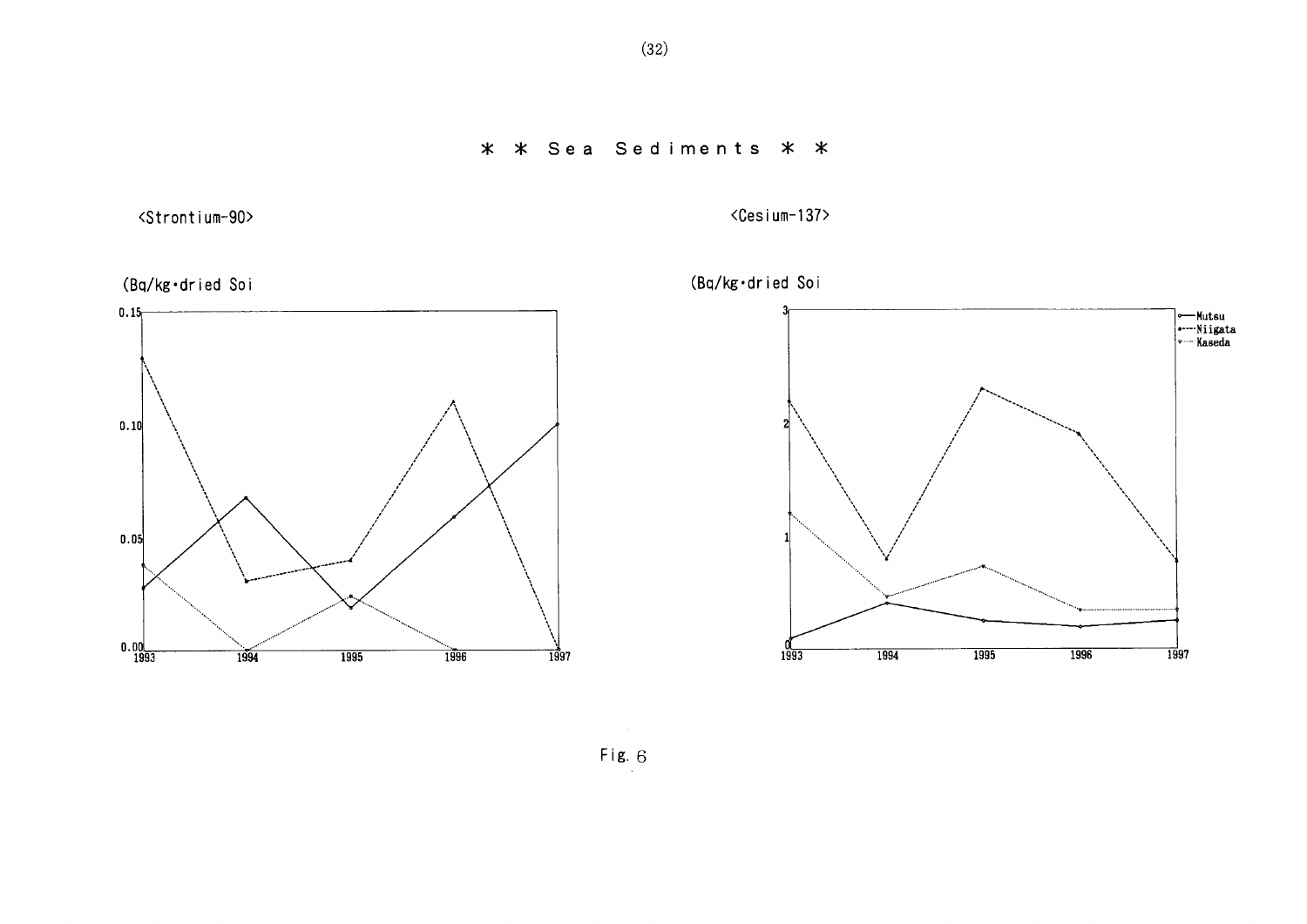# * * Sea Sediments * *

<Strontium-90>

(Bq/kg·dried Soi

0.15

0.10

0.05

0.00

1993 1994 1995 1996 1997

<Cesium-137>

(Bq/kg·dried Soi

3

2

1

0

1993 1994 1995 1996 1997

Mutsu
Niigata
Kaseda

Fig. 6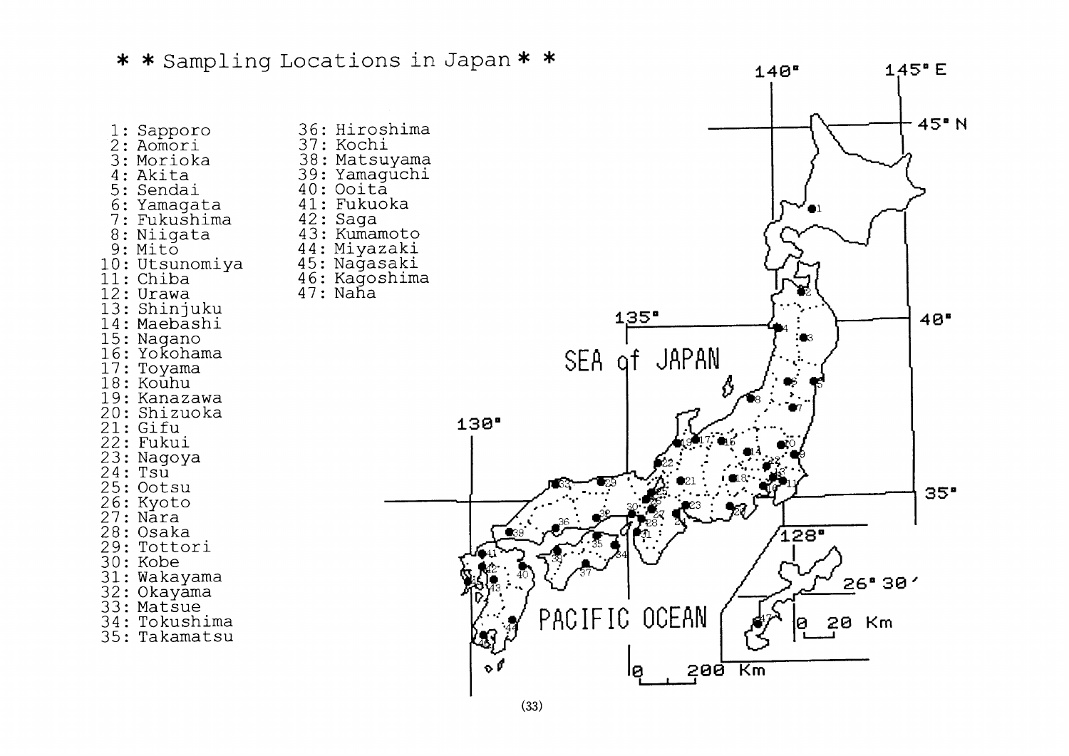# * * Sampling Locations in Japan * *

1: Sapporo
2: Aomori
3: Morioka
4: Akita
5: Sendai
6: Yamagata
7: Fukushima
8: Niigata
9: Mito
10: Utsunomiya
11: Chiba
12: Urawa
13: Shinjuku
14: Maebashi
15: Nagano
16: Yokohama
17: Toyama
18: Kouhu
19: Kanazawa
20: Shizuoka
21: Gifu
22: Fukui
23: Nagoya
24: Tsu
25: Ootsu
26: Kyoto
27: Nara
28: Osaka
29: Tottori
30: Kobe
31: Wakayama
32: Okayama
33: Matsue
34: Tokushima
35: Takamatsu
36: Hiroshima
37: Kochi
38: Matsuyama
39: Yamaguchi
40: Ooita
41: Fukuoka
42: Saga
43: Kumamoto
44: Miyazaki
45: Nagasaki
46: Kagoshima
47: Naha

140°
145° E
45° N
40°
35°
135°
130°
128°
26° 30′
SEA of JAPAN
PACIFIC OCEAN
0 200 Km
0 20 Km